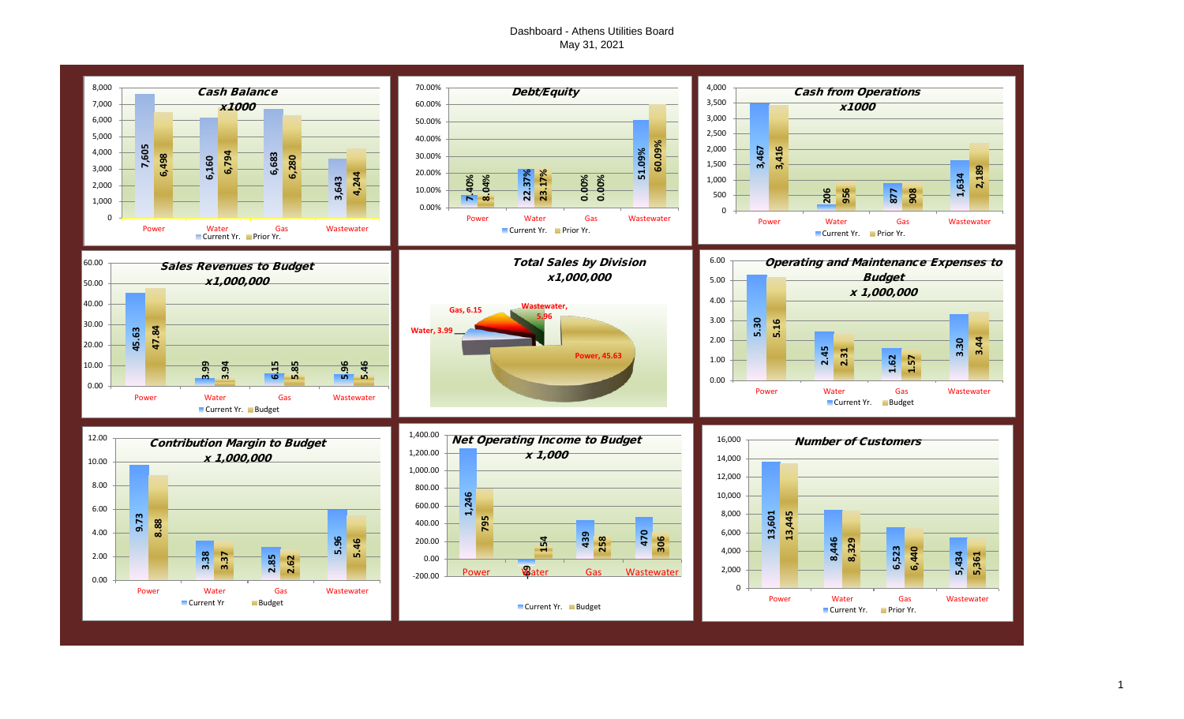# Dashboard - Athens Utilities Board

May 31, 2021

## Cash Balance x1000

| | Power | Water | Gas | Wastewater |
|---|---|---|---|---|
| Current Yr. | 7,605 | 6,160 | 6,683 | 3,643 |
| Prior Yr. | 6,498 | 6,794 | 6,280 | 4,244 |

## Debt/Equity

| | Power | Water | Gas | Wastewater |
|---|---|---|---|---|
| Current Yr. | 7.40% | 22.37% | 0.00% | 51.09% |
| Prior Yr. | 8.04% | 23.17% | 0.00% | 60.09% |

## Cash from Operations x1000

| | Power | Water | Gas | Wastewater |
|---|---|---|---|---|
| Current Yr. | 3,467 | 206 | 877 | 1,634 |
| Prior Yr. | 3,416 | 956 | 908 | 2,189 |

## Sales Revenues to Budget x1,000,000

| | Power | Water | Gas | Wastewater |
|---|---|---|---|---|
| Current Yr. | 45.63 | 3.99 | 6.15 | 5.96 |
| Budget | 47.84 | 3.94 | 5.85 | 5.46 |

## Total Sales by Division x1,000,000

| Division | Sales |
|---|---|
| Power | 45.63 |
| Water | 3.99 |
| Gas | 6.15 |
| Wastewater | 5.96 |

## Operating and Maintenance Expenses to Budget x 1,000,000

| | Power | Water | Gas | Wastewater |
|---|---|---|---|---|
| Current Yr. | 5.30 | 2.45 | 1.62 | 3.30 |
| Budget | 5.16 | 2.31 | 1.57 | 3.44 |

## Contribution Margin to Budget x 1,000,000

| | Power | Water | Gas | Wastewater |
|---|---|---|---|---|
| Current Yr | 9.73 | 3.38 | 2.85 | 5.96 |
| Budget | 8.88 | 3.37 | 2.62 | 5.46 |

## Net Operating Income to Budget x 1,000

| | Power | Water | Gas | Wastewater |
|---|---|---|---|---|
| Current Yr. | 1,246 | -49 | 439 | 470 |
| Budget | 795 | 154 | 258 | 306 |

## Number of Customers

| | Power | Water | Gas | Wastewater |
|---|---|---|---|---|
| Current Yr. | 13,601 | 8,446 | 6,523 | 5,434 |
| Prior Yr. | 13,445 | 8,329 | 6,440 | 5,361 |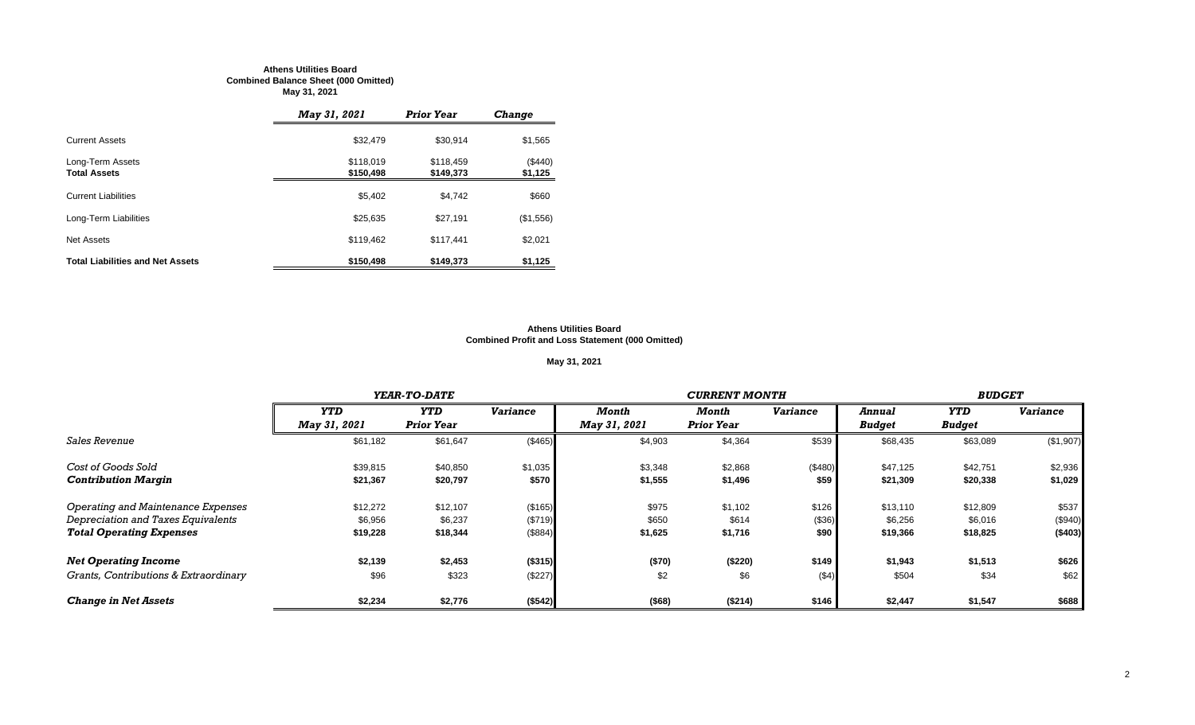**Athens Utilities Board**
**Combined Balance Sheet (000 Omitted)**
**May 31, 2021**

| | *May 31, 2021* | *Prior Year* | *Change* |
|---|---|---|---|
| Current Assets | $32,479 | $30,914 | $1,565 |
| Long-Term Assets | $118,019 | $118,459 | ($440) |
| **Total Assets** | **$150,498** | **$149,373** | **$1,125** |
| Current Liabilities | $5,402 | $4,742 | $660 |
| Long-Term Liabilities | $25,635 | $27,191 | ($1,556) |
| Net Assets | $119,462 | $117,441 | $2,021 |
| **Total Liabilities and Net Assets** | **$150,498** | **$149,373** | **$1,125** |

**Athens Utilities Board**
**Combined Profit and Loss Statement (000 Omitted)**

**May 31, 2021**

| | *YEAR-TO-DATE* | | | *CURRENT MONTH* | | | *BUDGET* | | |
|---|---|---|---|---|---|---|---|---|---|
| | *YTD May 31, 2021* | *YTD Prior Year* | *Variance* | *Month May 31, 2021* | *Month Prior Year* | *Variance* | *Annual Budget* | *YTD Budget* | *Variance* |
| *Sales Revenue* | $61,182 | $61,647 | ($465) | $4,903 | $4,364 | $539 | $68,435 | $63,089 | ($1,907) |
| *Cost of Goods Sold* | $39,815 | $40,850 | $1,035 | $3,348 | $2,868 | ($480) | $47,125 | $42,751 | $2,936 |
| ***Contribution Margin*** | **$21,367** | **$20,797** | **$570** | **$1,555** | **$1,496** | **$59** | **$21,309** | **$20,338** | **$1,029** |
| *Operating and Maintenance Expenses* | $12,272 | $12,107 | ($165) | $975 | $1,102 | $126 | $13,110 | $12,809 | $537 |
| *Depreciation and Taxes Equivalents* | $6,956 | $6,237 | ($719) | $650 | $614 | ($36) | $6,256 | $6,016 | ($940) |
| ***Total Operating Expenses*** | **$19,228** | **$18,344** | **($884)** | **$1,625** | **$1,716** | **$90** | **$19,366** | **$18,825** | **($403)** |
| ***Net Operating Income*** | **$2,139** | **$2,453** | **($315)** | **($70)** | **($220)** | **$149** | **$1,943** | **$1,513** | **$626** |
| *Grants, Contributions & Extraordinary* | $96 | $323 | ($227) | $2 | $6 | ($4) | $504 | $34 | $62 |
| ***Change in Net Assets*** | **$2,234** | **$2,776** | **($542)** | **($68)** | **($214)** | **$146** | **$2,447** | **$1,547** | **$688** |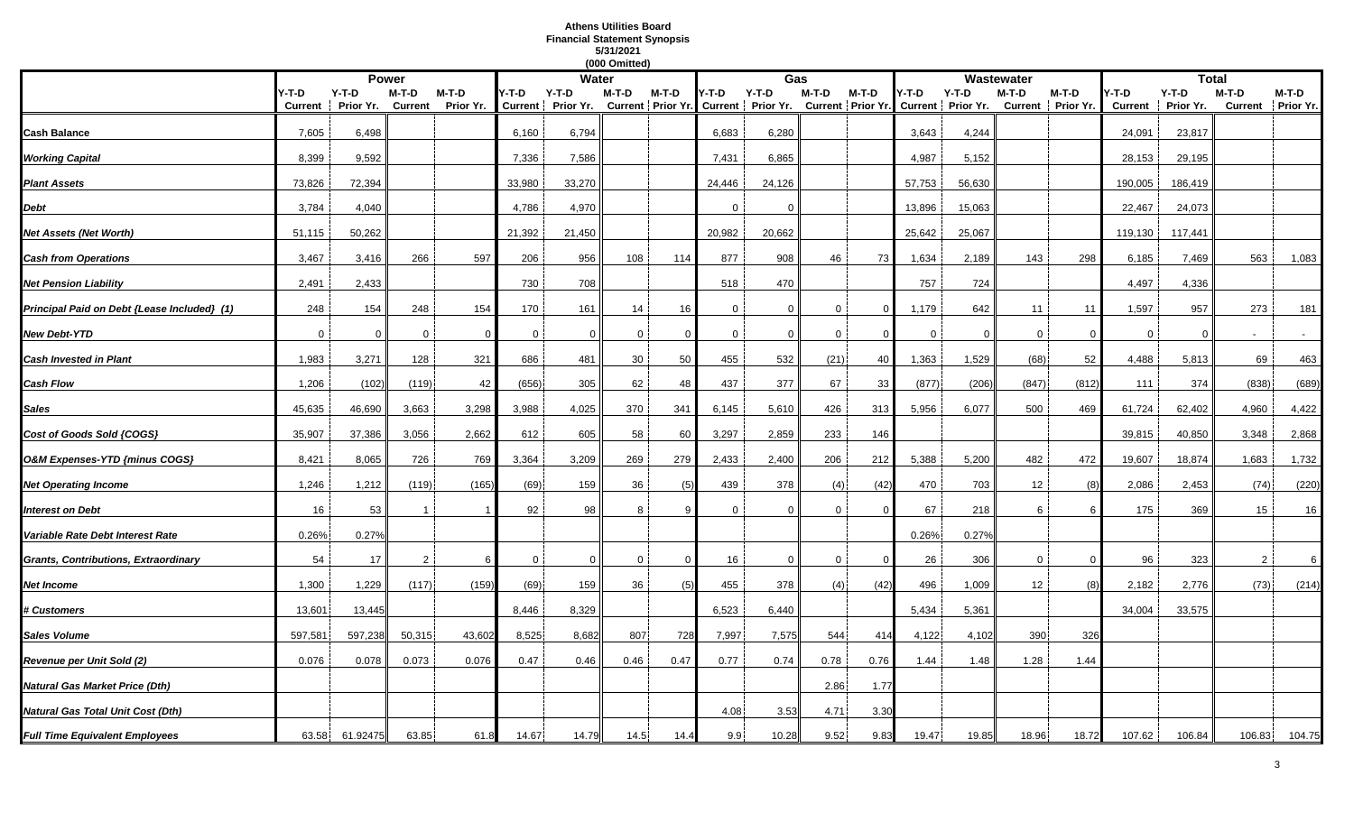**Athens Utilities Board**
**Financial Statement Synopsis**
**5/31/2021**
**(000 Omitted)**

| | Power | | | | Water | | | | Gas | | | | Wastewater | | | | Total | | | |
|---|---|---|---|---|---|---|---|---|---|---|---|---|---|---|---|---|---|---|---|---|
| | Y-T-D Current | Y-T-D Prior Yr. | M-T-D Current | M-T-D Prior Yr. | Y-T-D Current | Y-T-D Prior Yr. | M-T-D Current | M-T-D Prior Yr. | Y-T-D Current | Y-T-D Prior Yr. | M-T-D Current | M-T-D Prior Yr. | Y-T-D Current | Y-T-D Prior Yr. | M-T-D Current | M-T-D Prior Yr. | Y-T-D Current | Y-T-D Prior Yr. | M-T-D Current | M-T-D Prior Yr. |
| **Cash Balance** | 7,605 | 6,498 | | | 6,160 | 6,794 | | | 6,683 | 6,280 | | | 3,643 | 4,244 | | | 24,091 | 23,817 | | |
| ***Working Capital*** | 8,399 | 9,592 | | | 7,336 | 7,586 | | | 7,431 | 6,865 | | | 4,987 | 5,152 | | | 28,153 | 29,195 | | |
| ***Plant Assets*** | 73,826 | 72,394 | | | 33,980 | 33,270 | | | 24,446 | 24,126 | | | 57,753 | 56,630 | | | 190,005 | 186,419 | | |
| ***Debt*** | 3,784 | 4,040 | | | 4,786 | 4,970 | | | 0 | 0 | | | 13,896 | 15,063 | | | 22,467 | 24,073 | | |
| ***Net Assets (Net Worth)*** | 51,115 | 50,262 | | | 21,392 | 21,450 | | | 20,982 | 20,662 | | | 25,642 | 25,067 | | | 119,130 | 117,441 | | |
| ***Cash from Operations*** | 3,467 | 3,416 | 266 | 597 | 206 | 956 | 108 | 114 | 877 | 908 | 46 | 73 | 1,634 | 2,189 | 143 | 298 | 6,185 | 7,469 | 563 | 1,083 |
| ***Net Pension Liability*** | 2,491 | 2,433 | | | 730 | 708 | | | 518 | 470 | | | 757 | 724 | | | 4,497 | 4,336 | | |
| ***Principal Paid on Debt {Lease Included} (1)*** | 248 | 154 | 248 | 154 | 170 | 161 | 14 | 16 | 0 | 0 | 0 | 0 | 1,179 | 642 | 11 | 11 | 1,597 | 957 | 273 | 181 |
| ***New Debt-YTD*** | 0 | 0 | 0 | 0 | 0 | 0 | 0 | 0 | 0 | 0 | 0 | 0 | 0 | 0 | 0 | 0 | 0 | 0 | - | - |
| ***Cash Invested in Plant*** | 1,983 | 3,271 | 128 | 321 | 686 | 481 | 30 | 50 | 455 | 532 | (21) | 40 | 1,363 | 1,529 | (68) | 52 | 4,488 | 5,813 | 69 | 463 |
| ***Cash Flow*** | 1,206 | (102) | (119) | 42 | (656) | 305 | 62 | 48 | 437 | 377 | 67 | 33 | (877) | (206) | (847) | (812) | 111 | 374 | (838) | (689) |
| ***Sales*** | 45,635 | 46,690 | 3,663 | 3,298 | 3,988 | 4,025 | 370 | 341 | 6,145 | 5,610 | 426 | 313 | 5,956 | 6,077 | 500 | 469 | 61,724 | 62,402 | 4,960 | 4,422 |
| ***Cost of Goods Sold {COGS}*** | 35,907 | 37,386 | 3,056 | 2,662 | 612 | 605 | 58 | 60 | 3,297 | 2,859 | 233 | 146 | | | | | 39,815 | 40,850 | 3,348 | 2,868 |
| ***O&M Expenses-YTD {minus COGS}*** | 8,421 | 8,065 | 726 | 769 | 3,364 | 3,209 | 269 | 279 | 2,433 | 2,400 | 206 | 212 | 5,388 | 5,200 | 482 | 472 | 19,607 | 18,874 | 1,683 | 1,732 |
| ***Net Operating Income*** | 1,246 | 1,212 | (119) | (165) | (69) | 159 | 36 | (5) | 439 | 378 | (4) | (42) | 470 | 703 | 12 | (8) | 2,086 | 2,453 | (74) | (220) |
| ***Interest on Debt*** | 16 | 53 | 1 | 1 | 92 | 98 | 8 | 9 | 0 | 0 | 0 | 0 | 67 | 218 | 6 | 6 | 175 | 369 | 15 | 16 |
| ***Variable Rate Debt Interest Rate*** | 0.26% | 0.27% | | | | | | | | | | | 0.26% | 0.27% | | | | | | |
| ***Grants, Contributions, Extraordinary*** | 54 | 17 | 2 | 6 | 0 | 0 | 0 | 0 | 16 | 0 | 0 | 0 | 26 | 306 | 0 | 0 | 96 | 323 | 2 | 6 |
| ***Net Income*** | 1,300 | 1,229 | (117) | (159) | (69) | 159 | 36 | (5) | 455 | 378 | (4) | (42) | 496 | 1,009 | 12 | (8) | 2,182 | 2,776 | (73) | (214) |
| ***# Customers*** | 13,601 | 13,445 | | | 8,446 | 8,329 | | | 6,523 | 6,440 | | | 5,434 | 5,361 | | | 34,004 | 33,575 | | |
| ***Sales Volume*** | 597,581 | 597,238 | 50,315 | 43,602 | 8,525 | 8,682 | 807 | 728 | 7,997 | 7,575 | 544 | 414 | 4,122 | 4,102 | 390 | 326 | | | | |
| ***Revenue per Unit Sold (2)*** | 0.076 | 0.078 | 0.073 | 0.076 | 0.47 | 0.46 | 0.46 | 0.47 | 0.77 | 0.74 | 0.78 | 0.76 | 1.44 | 1.48 | 1.28 | 1.44 | | | | |
| ***Natural Gas Market Price (Dth)*** | | | | | | | | | | | 2.86 | 1.77 | | | | | | | | |
| ***Natural Gas Total Unit Cost (Dth)*** | | | | | | | | | 4.08 | 3.53 | 4.71 | 3.30 | | | | | | | | |
| ***Full Time Equivalent Employees*** | 63.58 | 61.92475 | 63.85 | 61.8 | 14.67 | 14.79 | 14.5 | 14.4 | 9.9 | 10.28 | 9.52 | 9.83 | 19.47 | 19.85 | 18.96 | 18.72 | 107.62 | 106.84 | 106.83 | 104.75 |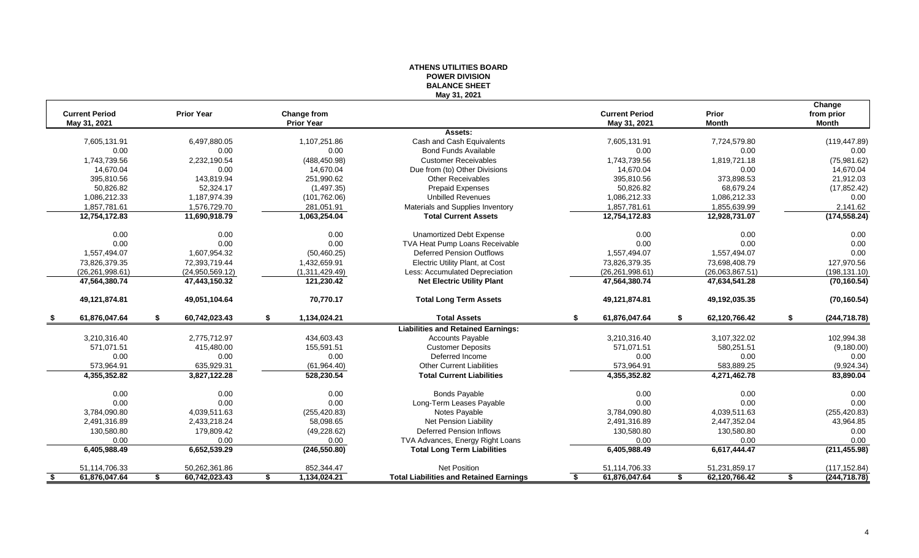**ATHENS UTILITIES BOARD**
**POWER DIVISION**
**BALANCE SHEET**
**May 31, 2021**

| Current Period May 31, 2021 | Prior Year | Change from Prior Year | | Current Period May 31, 2021 | Prior Month | Change from prior Month |
|---|---|---|---|---|---|---|
| | | | **Assets:** | | | |
| 7,605,131.91 | 6,497,880.05 | 1,107,251.86 | Cash and Cash Equivalents | 7,605,131.91 | 7,724,579.80 | (119,447.89) |
| 0.00 | 0.00 | 0.00 | Bond Funds Available | 0.00 | 0.00 | 0.00 |
| 1,743,739.56 | 2,232,190.54 | (488,450.98) | Customer Receivables | 1,743,739.56 | 1,819,721.18 | (75,981.62) |
| 14,670.04 | 0.00 | 14,670.04 | Due from (to) Other Divisions | 14,670.04 | 0.00 | 14,670.04 |
| 395,810.56 | 143,819.94 | 251,990.62 | Other Receivables | 395,810.56 | 373,898.53 | 21,912.03 |
| 50,826.82 | 52,324.17 | (1,497.35) | Prepaid Expenses | 50,826.82 | 68,679.24 | (17,852.42) |
| 1,086,212.33 | 1,187,974.39 | (101,762.06) | Unbilled Revenues | 1,086,212.33 | 1,086,212.33 | 0.00 |
| 1,857,781.61 | 1,576,729.70 | 281,051.91 | Materials and Supplies Inventory | 1,857,781.61 | 1,855,639.99 | 2,141.62 |
| **12,754,172.83** | **11,690,918.79** | **1,063,254.04** | **Total Current Assets** | **12,754,172.83** | **12,928,731.07** | **(174,558.24)** |
| 0.00 | 0.00 | 0.00 | Unamortized Debt Expense | 0.00 | 0.00 | 0.00 |
| 0.00 | 0.00 | 0.00 | TVA Heat Pump Loans Receivable | 0.00 | 0.00 | 0.00 |
| 1,557,494.07 | 1,607,954.32 | (50,460.25) | Deferred Pension Outflows | 1,557,494.07 | 1,557,494.07 | 0.00 |
| 73,826,379.35 | 72,393,719.44 | 1,432,659.91 | Electric Utility Plant, at Cost | 73,826,379.35 | 73,698,408.79 | 127,970.56 |
| (26,261,998.61) | (24,950,569.12) | (1,311,429.49) | Less: Accumulated Depreciation | (26,261,998.61) | (26,063,867.51) | (198,131.10) |
| **47,564,380.74** | **47,443,150.32** | **121,230.42** | **Net Electric Utility Plant** | **47,564,380.74** | **47,634,541.28** | **(70,160.54)** |
| **49,121,874.81** | **49,051,104.64** | **70,770.17** | **Total Long Term Assets** | **49,121,874.81** | **49,192,035.35** | **(70,160.54)** |
| **$ 61,876,047.64** | **$ 60,742,023.43** | **$ 1,134,024.21** | **Total Assets** | **$ 61,876,047.64** | **$ 62,120,766.42** | **$ (244,718.78)** |
| | | | **Liabilities and Retained Earnings:** | | | |
| 3,210,316.40 | 2,775,712.97 | 434,603.43 | Accounts Payable | 3,210,316.40 | 3,107,322.02 | 102,994.38 |
| 571,071.51 | 415,480.00 | 155,591.51 | Customer Deposits | 571,071.51 | 580,251.51 | (9,180.00) |
| 0.00 | 0.00 | 0.00 | Deferred Income | 0.00 | 0.00 | 0.00 |
| 573,964.91 | 635,929.31 | (61,964.40) | Other Current Liabilities | 573,964.91 | 583,889.25 | (9,924.34) |
| **4,355,352.82** | **3,827,122.28** | **528,230.54** | **Total Current Liabilities** | **4,355,352.82** | **4,271,462.78** | **83,890.04** |
| 0.00 | 0.00 | 0.00 | Bonds Payable | 0.00 | 0.00 | 0.00 |
| 0.00 | 0.00 | 0.00 | Long-Term Leases Payable | 0.00 | 0.00 | 0.00 |
| 3,784,090.80 | 4,039,511.63 | (255,420.83) | Notes Payable | 3,784,090.80 | 4,039,511.63 | (255,420.83) |
| 2,491,316.89 | 2,433,218.24 | 58,098.65 | Net Pension Liability | 2,491,316.89 | 2,447,352.04 | 43,964.85 |
| 130,580.80 | 179,809.42 | (49,228.62) | Deferred Pension Inflows | 130,580.80 | 130,580.80 | 0.00 |
| 0.00 | 0.00 | 0.00 | TVA Advances, Energy Right Loans | 0.00 | 0.00 | 0.00 |
| **6,405,988.49** | **6,652,539.29** | **(246,550.80)** | **Total Long Term Liabilities** | **6,405,988.49** | **6,617,444.47** | **(211,455.98)** |
| 51,114,706.33 | 50,262,361.86 | 852,344.47 | Net Position | 51,114,706.33 | 51,231,859.17 | (117,152.84) |
| **$ 61,876,047.64** | **$ 60,742,023.43** | **$ 1,134,024.21** | **Total Liabilities and Retained Earnings** | **$ 61,876,047.64** | **$ 62,120,766.42** | **$ (244,718.78)** |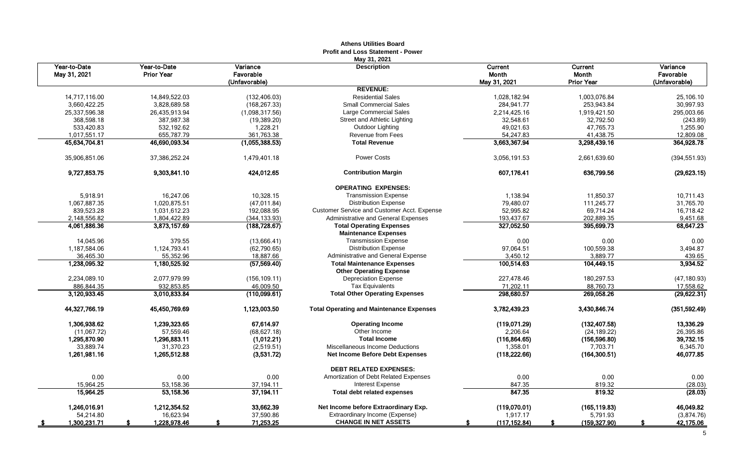**Athens Utilities Board**
**Profit and Loss Statement - Power**
**May 31, 2021**

| Year-to-Date May 31, 2021 | Year-to-Date Prior Year | Variance Favorable (Unfavorable) | Description | Current Month May 31, 2021 | Current Month Prior Year | Variance Favorable (Unfavorable) |
|---|---|---|---|---|---|---|
| | | | **REVENUE:** | | | |
| 14,717,116.00 | 14,849,522.03 | (132,406.03) | Residential Sales | 1,028,182.94 | 1,003,076.84 | 25,106.10 |
| 3,660,422.25 | 3,828,689.58 | (168,267.33) | Small Commercial Sales | 284,941.77 | 253,943.84 | 30,997.93 |
| 25,337,596.38 | 26,435,913.94 | (1,098,317.56) | Large Commercial Sales | 2,214,425.16 | 1,919,421.50 | 295,003.66 |
| 368,598.18 | 387,987.38 | (19,389.20) | Street and Athletic Lighting | 32,548.61 | 32,792.50 | (243.89) |
| 533,420.83 | 532,192.62 | 1,228.21 | Outdoor Lighting | 49,021.63 | 47,765.73 | 1,255.90 |
| 1,017,551.17 | 655,787.79 | 361,763.38 | Revenue from Fees | 54,247.83 | 41,438.75 | 12,809.08 |
| **45,634,704.81** | **46,690,093.34** | **(1,055,388.53)** | **Total Revenue** | **3,663,367.94** | **3,298,439.16** | **364,928.78** |
| 35,906,851.06 | 37,386,252.24 | 1,479,401.18 | Power Costs | 3,056,191.53 | 2,661,639.60 | (394,551.93) |
| **9,727,853.75** | **9,303,841.10** | **424,012.65** | **Contribution Margin** | **607,176.41** | **636,799.56** | **(29,623.15)** |
| | | | **OPERATING EXPENSES:** | | | |
| 5,918.91 | 16,247.06 | 10,328.15 | Transmission Expense | 1,138.94 | 11,850.37 | 10,711.43 |
| 1,067,887.35 | 1,020,875.51 | (47,011.84) | Distribution Expense | 79,480.07 | 111,245.77 | 31,765.70 |
| 839,523.28 | 1,031,612.23 | 192,088.95 | Customer Service and Customer Acct. Expense | 52,995.82 | 69,714.24 | 16,718.42 |
| 2,148,556.82 | 1,804,422.89 | (344,133.93) | Administrative and General Expenses | 193,437.67 | 202,889.35 | 9,451.68 |
| **4,061,886.36** | **3,873,157.69** | **(188,728.67)** | **Total Operating Expenses** | **327,052.50** | **395,699.73** | **68,647.23** |
| | | | **Maintenance Expenses** | | | |
| 14,045.96 | 379.55 | (13,666.41) | Transmission Expense | 0.00 | 0.00 | 0.00 |
| 1,187,584.06 | 1,124,793.41 | (62,790.65) | Distribution Expense | 97,064.51 | 100,559.38 | 3,494.87 |
| 36,465.30 | 55,352.96 | 18,887.66 | Administrative and General Expense | 3,450.12 | 3,889.77 | 439.65 |
| **1,238,095.32** | **1,180,525.92** | **(57,569.40)** | **Total Maintenance Expenses** | **100,514.63** | **104,449.15** | **3,934.52** |
| | | | **Other Operating Expense** | | | |
| 2,234,089.10 | 2,077,979.99 | (156,109.11) | Depreciation Expense | 227,478.46 | 180,297.53 | (47,180.93) |
| 886,844.35 | 932,853.85 | 46,009.50 | Tax Equivalents | 71,202.11 | 88,760.73 | 17,558.62 |
| **3,120,933.45** | **3,010,833.84** | **(110,099.61)** | **Total Other Operating Expenses** | **298,680.57** | **269,058.26** | **(29,622.31)** |
| **44,327,766.19** | **45,450,769.69** | **1,123,003.50** | **Total Operating and Maintenance Expenses** | **3,782,439.23** | **3,430,846.74** | **(351,592.49)** |
| **1,306,938.62** | **1,239,323.65** | **67,614.97** | **Operating Income** | **(119,071.29)** | **(132,407.58)** | **13,336.29** |
| (11,067.72) | 57,559.46 | (68,627.18) | Other Income | 2,206.64 | (24,189.22) | 26,395.86 |
| **1,295,870.90** | **1,296,883.11** | **(1,012.21)** | **Total Income** | **(116,864.65)** | **(156,596.80)** | **39,732.15** |
| 33,889.74 | 31,370.23 | (2,519.51) | Miscellaneous Income Deductions | 1,358.01 | 7,703.71 | 6,345.70 |
| **1,261,981.16** | **1,265,512.88** | **(3,531.72)** | **Net Income Before Debt Expenses** | **(118,222.66)** | **(164,300.51)** | **46,077.85** |
| | | | **DEBT RELATED EXPENSES:** | | | |
| 0.00 | 0.00 | 0.00 | Amortization of Debt Related Expenses | 0.00 | 0.00 | 0.00 |
| 15,964.25 | 53,158.36 | 37,194.11 | Interest Expense | 847.35 | 819.32 | (28.03) |
| **15,964.25** | **53,158.36** | **37,194.11** | **Total debt related expenses** | **847.35** | **819.32** | **(28.03)** |
| **1,246,016.91** | **1,212,354.52** | **33,662.39** | **Net Income before Extraordinary Exp.** | **(119,070.01)** | **(165,119.83)** | **46,049.82** |
| 54,214.80 | 16,623.94 | 37,590.86 | Extraordinary Income (Expense) | 1,917.17 | 5,791.93 | (3,874.76) |
| **$ 1,300,231.71** | **$ 1,228,978.46** | **$ 71,253.25** | **CHANGE IN NET ASSETS** | **$ (117,152.84)** | **$ (159,327.90)** | **$ 42,175.06** |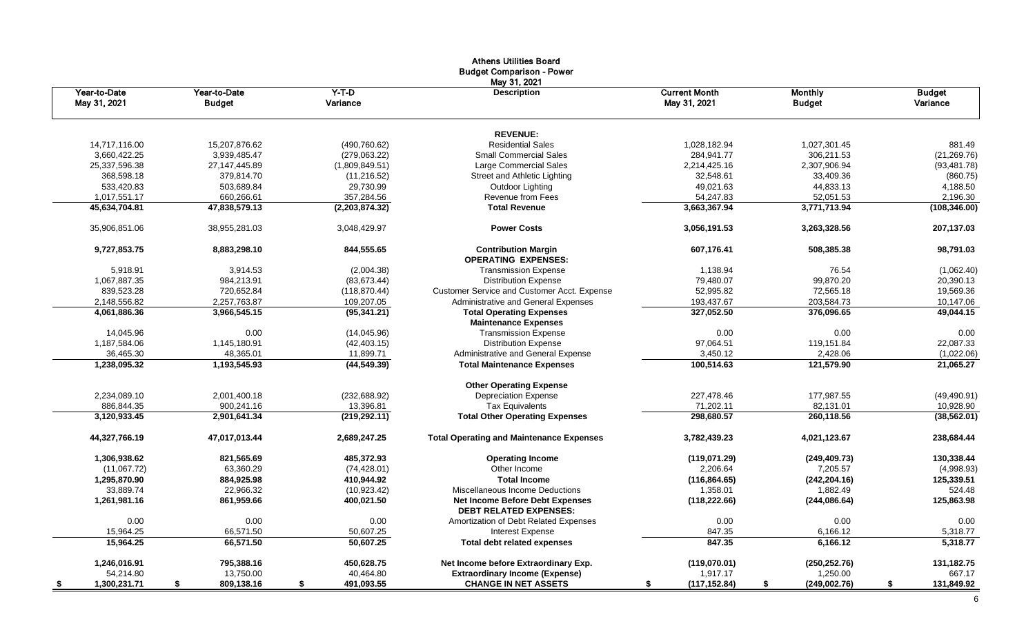# Athens Utilities Board
## Budget Comparison - Power
### May 31, 2021

| Year-to-Date May 31, 2021 | Year-to-Date Budget | Y-T-D Variance | Description | Current Month May 31, 2021 | Monthly Budget | Budget Variance |
|---|---|---|---|---|---|---|
| | | | **REVENUE:** | | | |
| 14,717,116.00 | 15,207,876.62 | (490,760.62) | Residential Sales | 1,028,182.94 | 1,027,301.45 | 881.49 |
| 3,660,422.25 | 3,939,485.47 | (279,063.22) | Small Commercial Sales | 284,941.77 | 306,211.53 | (21,269.76) |
| 25,337,596.38 | 27,147,445.89 | (1,809,849.51) | Large Commercial Sales | 2,214,425.16 | 2,307,906.94 | (93,481.78) |
| 368,598.18 | 379,814.70 | (11,216.52) | Street and Athletic Lighting | 32,548.61 | 33,409.36 | (860.75) |
| 533,420.83 | 503,689.84 | 29,730.99 | Outdoor Lighting | 49,021.63 | 44,833.13 | 4,188.50 |
| 1,017,551.17 | 660,266.61 | 357,284.56 | Revenue from Fees | 54,247.83 | 52,051.53 | 2,196.30 |
| **45,634,704.81** | **47,838,579.13** | **(2,203,874.32)** | **Total Revenue** | **3,663,367.94** | **3,771,713.94** | **(108,346.00)** |
| 35,906,851.06 | 38,955,281.03 | 3,048,429.97 | **Power Costs** | 3,056,191.53 | 3,263,328.56 | 207,137.03 |
| **9,727,853.75** | **8,883,298.10** | **844,555.65** | **Contribution Margin** | **607,176.41** | **508,385.38** | **98,791.03** |
| | | | **OPERATING EXPENSES:** | | | |
| 5,918.91 | 3,914.53 | (2,004.38) | Transmission Expense | 1,138.94 | 76.54 | (1,062.40) |
| 1,067,887.35 | 984,213.91 | (83,673.44) | Distribution Expense | 79,480.07 | 99,870.20 | 20,390.13 |
| 839,523.28 | 720,652.84 | (118,870.44) | Customer Service and Customer Acct. Expense | 52,995.82 | 72,565.18 | 19,569.36 |
| 2,148,556.82 | 2,257,763.87 | 109,207.05 | Administrative and General Expenses | 193,437.67 | 203,584.73 | 10,147.06 |
| **4,061,886.36** | **3,966,545.15** | **(95,341.21)** | **Total Operating Expenses** | **327,052.50** | **376,096.65** | **49,044.15** |
| | | | **Maintenance Expenses** | | | |
| 14,045.96 | 0.00 | (14,045.96) | Transmission Expense | 0.00 | 0.00 | 0.00 |
| 1,187,584.06 | 1,145,180.91 | (42,403.15) | Distribution Expense | 97,064.51 | 119,151.84 | 22,087.33 |
| 36,465.30 | 48,365.01 | 11,899.71 | Administrative and General Expense | 3,450.12 | 2,428.06 | (1,022.06) |
| **1,238,095.32** | **1,193,545.93** | **(44,549.39)** | **Total Maintenance Expenses** | **100,514.63** | **121,579.90** | **21,065.27** |
| | | | **Other Operating Expense** | | | |
| 2,234,089.10 | 2,001,400.18 | (232,688.92) | Depreciation Expense | 227,478.46 | 177,987.55 | (49,490.91) |
| 886,844.35 | 900,241.16 | 13,396.81 | Tax Equivalents | 71,202.11 | 82,131.01 | 10,928.90 |
| **3,120,933.45** | **2,901,641.34** | **(219,292.11)** | **Total Other Operating Expenses** | **298,680.57** | **260,118.56** | **(38,562.01)** |
| **44,327,766.19** | **47,017,013.44** | **2,689,247.25** | **Total Operating and Maintenance Expenses** | **3,782,439.23** | **4,021,123.67** | **238,684.44** |
| **1,306,938.62** | **821,565.69** | **485,372.93** | **Operating Income** | **(119,071.29)** | **(249,409.73)** | **130,338.44** |
| (11,067.72) | 63,360.29 | (74,428.01) | Other Income | 2,206.64 | 7,205.57 | (4,998.93) |
| **1,295,870.90** | **884,925.98** | **410,944.92** | **Total Income** | **(116,864.65)** | **(242,204.16)** | **125,339.51** |
| 33,889.74 | 22,966.32 | (10,923.42) | Miscellaneous Income Deductions | 1,358.01 | 1,882.49 | 524.48 |
| **1,261,981.16** | **861,959.66** | **400,021.50** | **Net Income Before Debt Expenses** | **(118,222.66)** | **(244,086.64)** | **125,863.98** |
| | | | **DEBT RELATED EXPENSES:** | | | |
| 0.00 | 0.00 | 0.00 | Amortization of Debt Related Expenses | 0.00 | 0.00 | 0.00 |
| 15,964.25 | 66,571.50 | 50,607.25 | Interest Expense | 847.35 | 6,166.12 | 5,318.77 |
| **15,964.25** | **66,571.50** | **50,607.25** | **Total debt related expenses** | **847.35** | **6,166.12** | **5,318.77** |
| **1,246,016.91** | **795,388.16** | **450,628.75** | **Net Income before Extraordinary Exp.** | **(119,070.01)** | **(250,252.76)** | **131,182.75** |
| 54,214.80 | 13,750.00 | 40,464.80 | **Extraordinary Income (Expense)** | 1,917.17 | 1,250.00 | 667.17 |
| **$ 1,300,231.71** | **$ 809,138.16** | **$ 491,093.55** | **CHANGE IN NET ASSETS** | **$ (117,152.84)** | **$ (249,002.76)** | **$ 131,849.92** |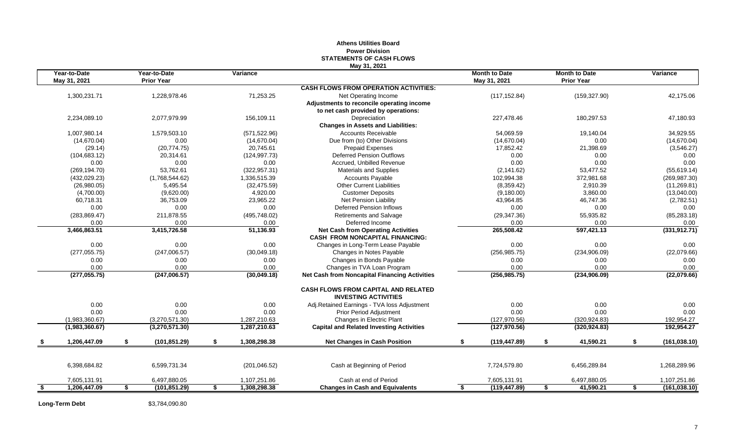# Athens Utilities Board
## Power Division
## STATEMENTS OF CASH FLOWS
### May 31, 2021

| Year-to-Date May 31, 2021 | Year-to-Date Prior Year | Variance | | Month to Date May 31, 2021 | Month to Date Prior Year | Variance |
|---|---|---|---|---|---|---|
| | | | **CASH FLOWS FROM OPERATION ACTIVITIES:** | | | |
| 1,300,231.71 | 1,228,978.46 | 71,253.25 | Net Operating Income | (117,152.84) | (159,327.90) | 42,175.06 |
| | | | **Adjustments to reconcile operating income** | | | |
| | | | **to net cash provided by operations:** | | | |
| 2,234,089.10 | 2,077,979.99 | 156,109.11 | Depreciation | 227,478.46 | 180,297.53 | 47,180.93 |
| | | | **Changes in Assets and Liabilities:** | | | |
| 1,007,980.14 | 1,579,503.10 | (571,522.96) | Accounts Receivable | 54,069.59 | 19,140.04 | 34,929.55 |
| (14,670.04) | 0.00 | (14,670.04) | Due from (to) Other Divisions | (14,670.04) | 0.00 | (14,670.04) |
| (29.14) | (20,774.75) | 20,745.61 | Prepaid Expenses | 17,852.42 | 21,398.69 | (3,546.27) |
| (104,683.12) | 20,314.61 | (124,997.73) | Deferred Pension Outflows | 0.00 | 0.00 | 0.00 |
| 0.00 | 0.00 | 0.00 | Accrued, Unbilled Revenue | 0.00 | 0.00 | 0.00 |
| (269,194.70) | 53,762.61 | (322,957.31) | Materials and Supplies | (2,141.62) | 53,477.52 | (55,619.14) |
| (432,029.23) | (1,768,544.62) | 1,336,515.39 | Accounts Payable | 102,994.38 | 372,981.68 | (269,987.30) |
| (26,980.05) | 5,495.54 | (32,475.59) | Other Current Liabilities | (8,359.42) | 2,910.39 | (11,269.81) |
| (4,700.00) | (9,620.00) | 4,920.00 | Customer Deposits | (9,180.00) | 3,860.00 | (13,040.00) |
| 60,718.31 | 36,753.09 | 23,965.22 | Net Pension Liability | 43,964.85 | 46,747.36 | (2,782.51) |
| 0.00 | 0.00 | 0.00 | Deferred Pension Inflows | 0.00 | 0.00 | 0.00 |
| (283,869.47) | 211,878.55 | (495,748.02) | Retirements and Salvage | (29,347.36) | 55,935.82 | (85,283.18) |
| 0.00 | 0.00 | 0.00 | Deferred Income | 0.00 | 0.00 | 0.00 |
| **3,466,863.51** | **3,415,726.58** | **51,136.93** | **Net Cash from Operating Activities** | **265,508.42** | **597,421.13** | **(331,912.71)** |
| | | | **CASH FROM NONCAPITAL FINANCING:** | | | |
| 0.00 | 0.00 | 0.00 | Changes in Long-Term Lease Payable | 0.00 | 0.00 | 0.00 |
| (277,055.75) | (247,006.57) | (30,049.18) | Changes in Notes Payable | (256,985.75) | (234,906.09) | (22,079.66) |
| 0.00 | 0.00 | 0.00 | Changes in Bonds Payable | 0.00 | 0.00 | 0.00 |
| 0.00 | 0.00 | 0.00 | Changes in TVA Loan Program | 0.00 | 0.00 | 0.00 |
| **(277,055.75)** | **(247,006.57)** | **(30,049.18)** | **Net Cash from Noncapital Financing Activities** | **(256,985.75)** | **(234,906.09)** | **(22,079.66)** |
| | | | **CASH FLOWS FROM CAPITAL AND RELATED INVESTING ACTIVITIES** | | | |
| 0.00 | 0.00 | 0.00 | Adj.Retained Earnings - TVA loss Adjustment | 0.00 | 0.00 | 0.00 |
| 0.00 | 0.00 | 0.00 | Prior Period Adjustment | 0.00 | 0.00 | 0.00 |
| (1,983,360.67) | (3,270,571.30) | 1,287,210.63 | Changes in Electric Plant | (127,970.56) | (320,924.83) | 192,954.27 |
| **(1,983,360.67)** | **(3,270,571.30)** | **1,287,210.63** | **Capital and Related Investing Activities** | **(127,970.56)** | **(320,924.83)** | **192,954.27** |
| **$ 1,206,447.09** | **$ (101,851.29)** | **$ 1,308,298.38** | **Net Changes in Cash Position** | **$ (119,447.89)** | **$ 41,590.21** | **$ (161,038.10)** |
| 6,398,684.82 | 6,599,731.34 | (201,046.52) | Cash at Beginning of Period | 7,724,579.80 | 6,456,289.84 | 1,268,289.96 |
| 7,605,131.91 | 6,497,880.05 | 1,107,251.86 | Cash at end of Period | 7,605,131.91 | 6,497,880.05 | 1,107,251.86 |
| **$ 1,206,447.09** | **$ (101,851.29)** | **$ 1,308,298.38** | **Changes in Cash and Equivalents** | **$ (119,447.89)** | **$ 41,590.21** | **$ (161,038.10)** |

**Long-Term Debt** $3,784,090.80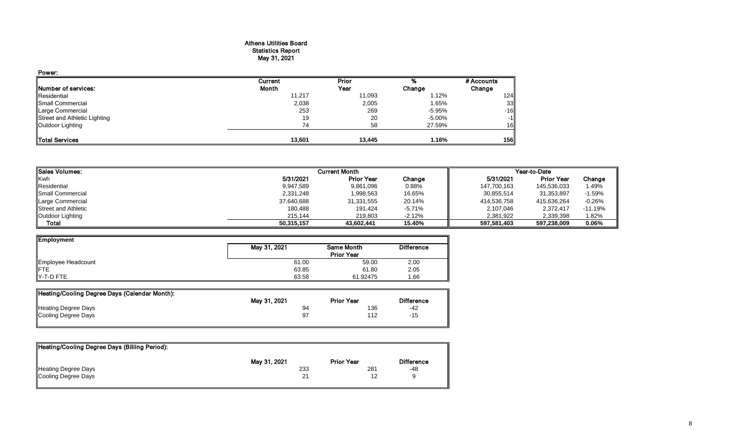# Athens Utilities Board
## Statistics Report
## May 31, 2021

**Power:**

| Number of services: | Current Month | Prior Year | % Change | # Accounts Change |
|---|---|---|---|---|
| Residential | 11,217 | 11,093 | 1.12% | 124 |
| Small Commercial | 2,038 | 2,005 | 1.65% | 33 |
| Large Commercial | 253 | 269 | -5.95% | -16 |
| Street and Athletic Lighting | 19 | 20 | -5.00% | -1 |
| Outdoor Lighting | 74 | 58 | 27.59% | 16 |
| **Total Services** | **13,601** | **13,445** | **1.16%** | **156** |

| Sales Volumes: | Current Month | | | Year-to-Date | | |
|---|---|---|---|---|---|---|
| Kwh | 5/31/2021 | Prior Year | Change | 5/31/2021 | Prior Year | Change |
| Residential | 9,947,589 | 9,861,096 | 0.88% | 147,700,163 | 145,536,033 | 1.49% |
| Small Commercial | 2,331,248 | 1,998,563 | 16.65% | 30,855,514 | 31,353,897 | -1.59% |
| Large Commercial | 37,640,688 | 31,331,555 | 20.14% | 414,536,758 | 415,636,264 | -0.26% |
| Street and Athletic | 180,488 | 191,424 | -5.71% | 2,107,046 | 2,372,417 | -11.19% |
| Outdoor Lighting | 215,144 | 219,803 | -2.12% | 2,381,922 | 2,339,398 | 1.82% |
| **Total** | **50,315,157** | **43,602,441** | **15.40%** | **597,581,403** | **597,238,009** | **0.06%** |

| Employment | May 31, 2021 | Same Month Prior Year | Difference |
|---|---|---|---|
| Employee Headcount | 61.00 | 59.00 | 2.00 |
| FTE | 63.85 | 61.80 | 2.05 |
| Y-T-D FTE | 63.58 | 61.92475 | 1.66 |

| Heating/Cooling Degree Days (Calendar Month): | May 31, 2021 | Prior Year | Difference |
|---|---|---|---|
| Heating Degree Days | 94 | 136 | -42 |
| Cooling Degree Days | 97 | 112 | -15 |

| Heating/Cooling Degree Days (Billing Period): | May 31, 2021 | Prior Year | Difference |
|---|---|---|---|
| Heating Degree Days | 233 | 281 | -48 |
| Cooling Degree Days | 21 | 12 | 9 |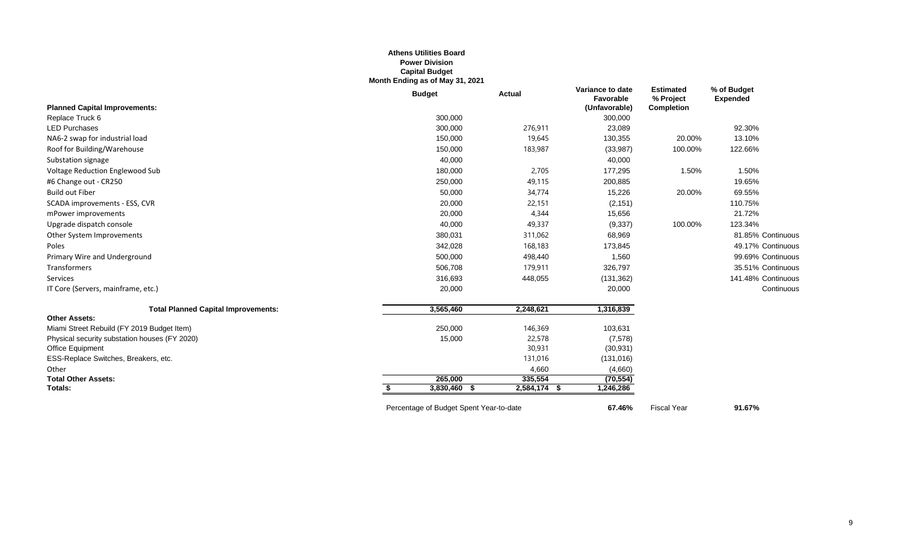**Athens Utilities Board**
**Power Division**
**Capital Budget**
**Month Ending as of May 31, 2021**

| | Budget | Actual | Variance to date Favorable (Unfavorable) | Estimated % Project Completion | % of Budget Expended | |
|---|---|---|---|---|---|---|
| **Planned Capital Improvements:** | | | | | | |
| Replace Truck 6 | 300,000 | | 300,000 | | | |
| LED Purchases | 300,000 | 276,911 | 23,089 | | 92.30% | |
| NA6-2 swap for industrial load | 150,000 | 19,645 | 130,355 | 20.00% | 13.10% | |
| Roof for Building/Warehouse | 150,000 | 183,987 | (33,987) | 100.00% | 122.66% | |
| Substation signage | 40,000 | | 40,000 | | | |
| Voltage Reduction Englewood Sub | 180,000 | 2,705 | 177,295 | 1.50% | 1.50% | |
| #6 Change out - CR250 | 250,000 | 49,115 | 200,885 | | 19.65% | |
| Build out Fiber | 50,000 | 34,774 | 15,226 | 20.00% | 69.55% | |
| SCADA improvements - ESS, CVR | 20,000 | 22,151 | (2,151) | | 110.75% | |
| mPower improvements | 20,000 | 4,344 | 15,656 | | 21.72% | |
| Upgrade dispatch console | 40,000 | 49,337 | (9,337) | 100.00% | 123.34% | |
| Other System Improvements | 380,031 | 311,062 | 68,969 | | 81.85% | Continuous |
| Poles | 342,028 | 168,183 | 173,845 | | 49.17% | Continuous |
| Primary Wire and Underground | 500,000 | 498,440 | 1,560 | | 99.69% | Continuous |
| Transformers | 506,708 | 179,911 | 326,797 | | 35.51% | Continuous |
| Services | 316,693 | 448,055 | (131,362) | | 141.48% | Continuous |
| IT Core (Servers, mainframe, etc.) | 20,000 | | 20,000 | | | Continuous |
| **Total Planned Capital Improvements:** | 3,565,460 | 2,248,621 | 1,316,839 | | | |
| **Other Assets:** | | | | | | |
| Miami Street Rebuild (FY 2019 Budget Item) | 250,000 | 146,369 | 103,631 | | | |
| Physical security substation houses (FY 2020) | 15,000 | 22,578 | (7,578) | | | |
| Office Equipment | | 30,931 | (30,931) | | | |
| ESS-Replace Switches, Breakers, etc. | | 131,016 | (131,016) | | | |
| Other | | 4,660 | (4,660) | | | |
| **Total Other Assets:** | 265,000 | 335,554 | (70,554) | | | |
| **Totals:** | $ 3,830,460 | $ 2,584,174 | $ 1,246,286 | | | |

Percentage of Budget Spent Year-to-date **67.46%** Fiscal Year **91.67%**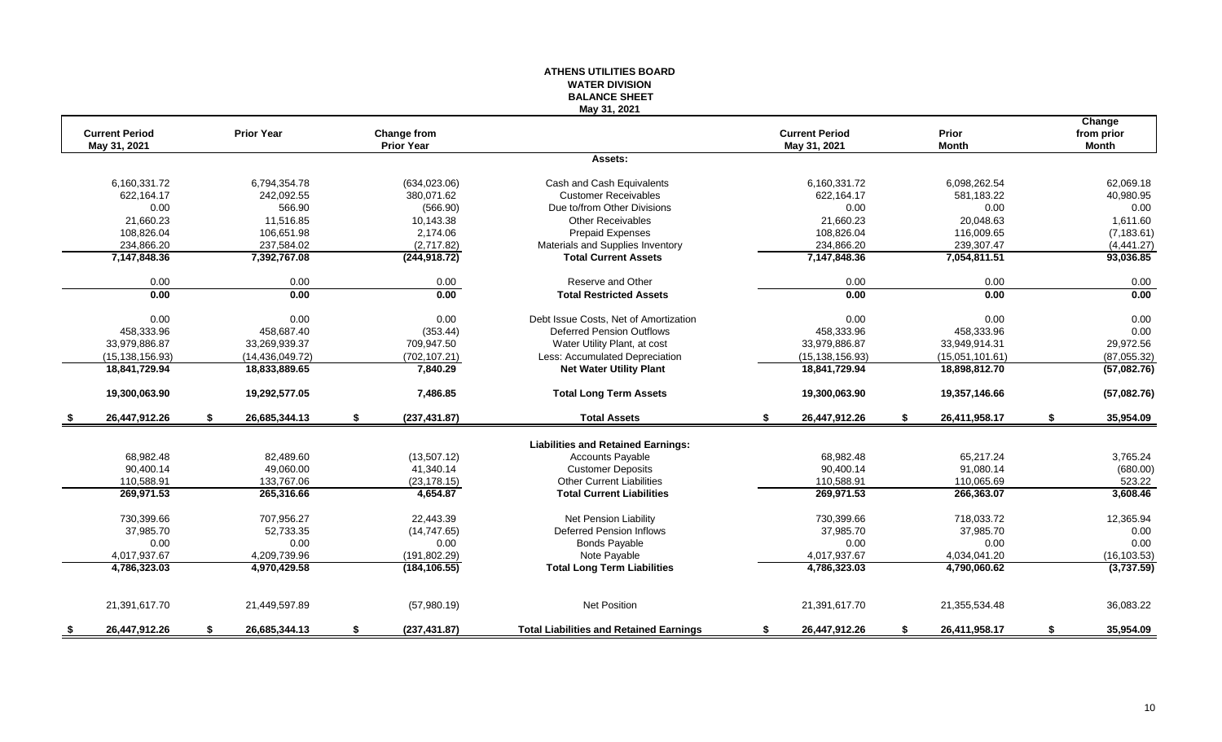# ATHENS UTILITIES BOARD
## WATER DIVISION
## BALANCE SHEET
### May 31, 2021

| Current Period May 31, 2021 | Prior Year | Change from Prior Year | | Current Period May 31, 2021 | Prior Month | Change from prior Month |
|---|---|---|---|---|---|---|
| | | | **Assets:** | | | |
| 6,160,331.72 | 6,794,354.78 | (634,023.06) | Cash and Cash Equivalents | 6,160,331.72 | 6,098,262.54 | 62,069.18 |
| 622,164.17 | 242,092.55 | 380,071.62 | Customer Receivables | 622,164.17 | 581,183.22 | 40,980.95 |
| 0.00 | 566.90 | (566.90) | Due to/from Other Divisions | 0.00 | 0.00 | 0.00 |
| 21,660.23 | 11,516.85 | 10,143.38 | Other Receivables | 21,660.23 | 20,048.63 | 1,611.60 |
| 108,826.04 | 106,651.98 | 2,174.06 | Prepaid Expenses | 108,826.04 | 116,009.65 | (7,183.61) |
| 234,866.20 | 237,584.02 | (2,717.82) | Materials and Supplies Inventory | 234,866.20 | 239,307.47 | (4,441.27) |
| **7,147,848.36** | **7,392,767.08** | **(244,918.72)** | **Total Current Assets** | **7,147,848.36** | **7,054,811.51** | **93,036.85** |
| 0.00 | 0.00 | 0.00 | Reserve and Other | 0.00 | 0.00 | 0.00 |
| **0.00** | **0.00** | **0.00** | **Total Restricted Assets** | **0.00** | **0.00** | **0.00** |
| 0.00 | 0.00 | 0.00 | Debt Issue Costs, Net of Amortization | 0.00 | 0.00 | 0.00 |
| 458,333.96 | 458,687.40 | (353.44) | Deferred Pension Outflows | 458,333.96 | 458,333.96 | 0.00 |
| 33,979,886.87 | 33,269,939.37 | 709,947.50 | Water Utility Plant, at cost | 33,979,886.87 | 33,949,914.31 | 29,972.56 |
| (15,138,156.93) | (14,436,049.72) | (702,107.21) | Less: Accumulated Depreciation | (15,138,156.93) | (15,051,101.61) | (87,055.32) |
| **18,841,729.94** | **18,833,889.65** | **7,840.29** | **Net Water Utility Plant** | **18,841,729.94** | **18,898,812.70** | **(57,082.76)** |
| **19,300,063.90** | **19,292,577.05** | **7,486.85** | **Total Long Term Assets** | **19,300,063.90** | **19,357,146.66** | **(57,082.76)** |
| **$ 26,447,912.26** | **$ 26,685,344.13** | **$ (237,431.87)** | **Total Assets** | **$ 26,447,912.26** | **$ 26,411,958.17** | **$ 35,954.09** |
| | | | **Liabilities and Retained Earnings:** | | | |
| 68,982.48 | 82,489.60 | (13,507.12) | Accounts Payable | 68,982.48 | 65,217.24 | 3,765.24 |
| 90,400.14 | 49,060.00 | 41,340.14 | Customer Deposits | 90,400.14 | 91,080.14 | (680.00) |
| 110,588.91 | 133,767.06 | (23,178.15) | Other Current Liabilities | 110,588.91 | 110,065.69 | 523.22 |
| **269,971.53** | **265,316.66** | **4,654.87** | **Total Current Liabilities** | **269,971.53** | **266,363.07** | **3,608.46** |
| 730,399.66 | 707,956.27 | 22,443.39 | Net Pension Liability | 730,399.66 | 718,033.72 | 12,365.94 |
| 37,985.70 | 52,733.35 | (14,747.65) | Deferred Pension Inflows | 37,985.70 | 37,985.70 | 0.00 |
| 0.00 | 0.00 | 0.00 | Bonds Payable | 0.00 | 0.00 | 0.00 |
| 4,017,937.67 | 4,209,739.96 | (191,802.29) | Note Payable | 4,017,937.67 | 4,034,041.20 | (16,103.53) |
| **4,786,323.03** | **4,970,429.58** | **(184,106.55)** | **Total Long Term Liabilities** | **4,786,323.03** | **4,790,060.62** | **(3,737.59)** |
| 21,391,617.70 | 21,449,597.89 | (57,980.19) | Net Position | 21,391,617.70 | 21,355,534.48 | 36,083.22 |
| **$ 26,447,912.26** | **$ 26,685,344.13** | **$ (237,431.87)** | **Total Liabilities and Retained Earnings** | **$ 26,447,912.26** | **$ 26,411,958.17** | **$ 35,954.09** |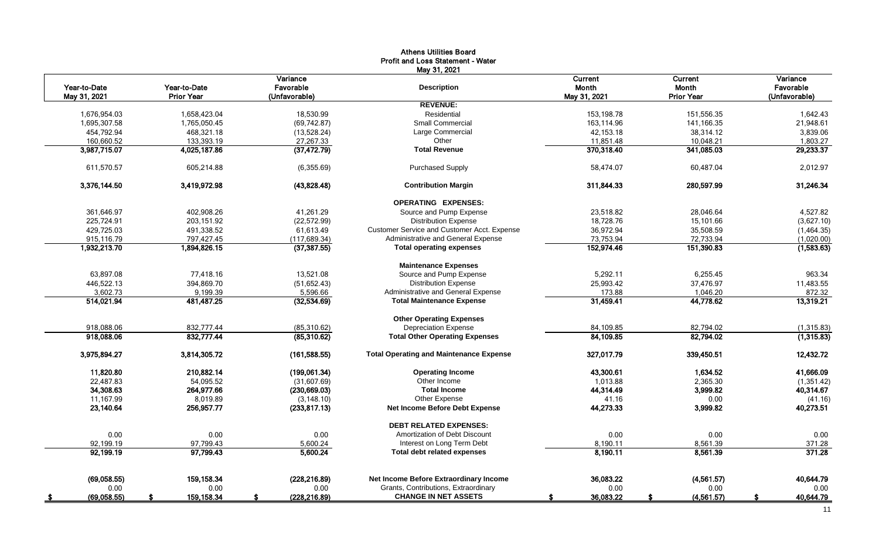**Athens Utilities Board**
**Profit and Loss Statement - Water**
**May 31, 2021**

| Year-to-Date May 31, 2021 | Year-to-Date Prior Year | Variance Favorable (Unfavorable) | Description | Current Month May 31, 2021 | Current Month Prior Year | Variance Favorable (Unfavorable) |
|---|---|---|---|---|---|---|
| | | | **REVENUE:** | | | |
| 1,676,954.03 | 1,658,423.04 | 18,530.99 | Residential | 153,198.78 | 151,556.35 | 1,642.43 |
| 1,695,307.58 | 1,765,050.45 | (69,742.87) | Small Commercial | 163,114.96 | 141,166.35 | 21,948.61 |
| 454,792.94 | 468,321.18 | (13,528.24) | Large Commercial | 42,153.18 | 38,314.12 | 3,839.06 |
| 160,660.52 | 133,393.19 | 27,267.33 | Other | 11,851.48 | 10,048.21 | 1,803.27 |
| **3,987,715.07** | **4,025,187.86** | **(37,472.79)** | **Total Revenue** | **370,318.40** | **341,085.03** | **29,233.37** |
| 611,570.57 | 605,214.88 | (6,355.69) | Purchased Supply | 58,474.07 | 60,487.04 | 2,012.97 |
| **3,376,144.50** | **3,419,972.98** | **(43,828.48)** | **Contribution Margin** | **311,844.33** | **280,597.99** | **31,246.34** |
| | | | **OPERATING EXPENSES:** | | | |
| 361,646.97 | 402,908.26 | 41,261.29 | Source and Pump Expense | 23,518.82 | 28,046.64 | 4,527.82 |
| 225,724.91 | 203,151.92 | (22,572.99) | Distribution Expense | 18,728.76 | 15,101.66 | (3,627.10) |
| 429,725.03 | 491,338.52 | 61,613.49 | Customer Service and Customer Acct. Expense | 36,972.94 | 35,508.59 | (1,464.35) |
| 915,116.79 | 797,427.45 | (117,689.34) | Administrative and General Expense | 73,753.94 | 72,733.94 | (1,020.00) |
| **1,932,213.70** | **1,894,826.15** | **(37,387.55)** | **Total operating expenses** | **152,974.46** | **151,390.83** | **(1,583.63)** |
| | | | **Maintenance Expenses** | | | |
| 63,897.08 | 77,418.16 | 13,521.08 | Source and Pump Expense | 5,292.11 | 6,255.45 | 963.34 |
| 446,522.13 | 394,869.70 | (51,652.43) | Distribution Expense | 25,993.42 | 37,476.97 | 11,483.55 |
| 3,602.73 | 9,199.39 | 5,596.66 | Administrative and General Expense | 173.88 | 1,046.20 | 872.32 |
| **514,021.94** | **481,487.25** | **(32,534.69)** | **Total Maintenance Expense** | **31,459.41** | **44,778.62** | **13,319.21** |
| | | | **Other Operating Expenses** | | | |
| 918,088.06 | 832,777.44 | (85,310.62) | Depreciation Expense | 84,109.85 | 82,794.02 | (1,315.83) |
| **918,088.06** | **832,777.44** | **(85,310.62)** | **Total Other Operating Expenses** | **84,109.85** | **82,794.02** | **(1,315.83)** |
| **3,975,894.27** | **3,814,305.72** | **(161,588.55)** | **Total Operating and Maintenance Expense** | **327,017.79** | **339,450.51** | **12,432.72** |
| **11,820.80** | **210,882.14** | **(199,061.34)** | **Operating Income** | **43,300.61** | **1,634.52** | **41,666.09** |
| 22,487.83 | 54,095.52 | (31,607.69) | Other Income | 1,013.88 | 2,365.30 | (1,351.42) |
| **34,308.63** | **264,977.66** | **(230,669.03)** | **Total Income** | **44,314.49** | **3,999.82** | **40,314.67** |
| 11,167.99 | 8,019.89 | (3,148.10) | Other Expense | 41.16 | 0.00 | (41.16) |
| **23,140.64** | **256,957.77** | **(233,817.13)** | **Net Income Before Debt Expense** | **44,273.33** | **3,999.82** | **40,273.51** |
| | | | **DEBT RELATED EXPENSES:** | | | |
| 0.00 | 0.00 | 0.00 | Amortization of Debt Discount | 0.00 | 0.00 | 0.00 |
| 92,199.19 | 97,799.43 | 5,600.24 | Interest on Long Term Debt | 8,190.11 | 8,561.39 | 371.28 |
| **92,199.19** | **97,799.43** | **5,600.24** | **Total debt related expenses** | **8,190.11** | **8,561.39** | **371.28** |
| **(69,058.55)** | **159,158.34** | **(228,216.89)** | **Net Income Before Extraordinary Income** | **36,083.22** | **(4,561.57)** | **40,644.79** |
| 0.00 | 0.00 | 0.00 | Grants, Contributions, Extraordinary | 0.00 | 0.00 | 0.00 |
| **$ (69,058.55)** | **$ 159,158.34** | **$ (228,216.89)** | **CHANGE IN NET ASSETS** | **$ 36,083.22** | **$ (4,561.57)** | **$ 40,644.79** |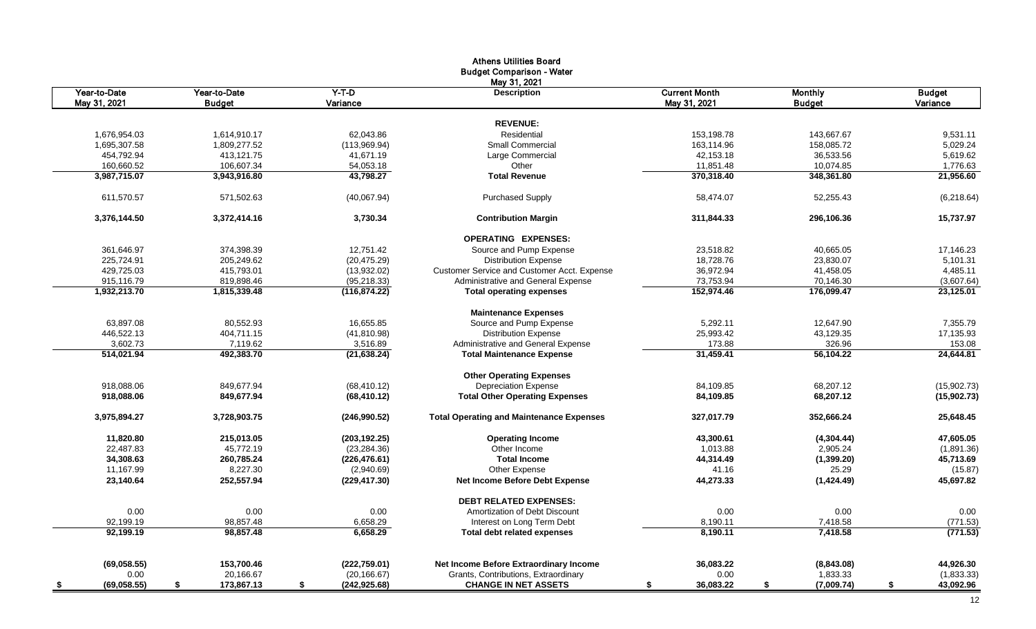# Athens Utilities Board
## Budget Comparison - Water
### May 31, 2021

| Year-to-Date May 31, 2021 | Year-to-Date Budget | Y-T-D Variance | Description | Current Month May 31, 2021 | Monthly Budget | Budget Variance |
|---|---|---|---|---|---|---|
| | | | **REVENUE:** | | | |
| 1,676,954.03 | 1,614,910.17 | 62,043.86 | Residential | 153,198.78 | 143,667.67 | 9,531.11 |
| 1,695,307.58 | 1,809,277.52 | (113,969.94) | Small Commercial | 163,114.96 | 158,085.72 | 5,029.24 |
| 454,792.94 | 413,121.75 | 41,671.19 | Large Commercial | 42,153.18 | 36,533.56 | 5,619.62 |
| 160,660.52 | 106,607.34 | 54,053.18 | Other | 11,851.48 | 10,074.85 | 1,776.63 |
| **3,987,715.07** | **3,943,916.80** | **43,798.27** | **Total Revenue** | **370,318.40** | **348,361.80** | **21,956.60** |
| 611,570.57 | 571,502.63 | (40,067.94) | Purchased Supply | 58,474.07 | 52,255.43 | (6,218.64) |
| **3,376,144.50** | **3,372,414.16** | **3,730.34** | **Contribution Margin** | **311,844.33** | **296,106.36** | **15,737.97** |
| | | | **OPERATING EXPENSES:** | | | |
| 361,646.97 | 374,398.39 | 12,751.42 | Source and Pump Expense | 23,518.82 | 40,665.05 | 17,146.23 |
| 225,724.91 | 205,249.62 | (20,475.29) | Distribution Expense | 18,728.76 | 23,830.07 | 5,101.31 |
| 429,725.03 | 415,793.01 | (13,932.02) | Customer Service and Customer Acct. Expense | 36,972.94 | 41,458.05 | 4,485.11 |
| 915,116.79 | 819,898.46 | (95,218.33) | Administrative and General Expense | 73,753.94 | 70,146.30 | (3,607.64) |
| **1,932,213.70** | **1,815,339.48** | **(116,874.22)** | **Total operating expenses** | **152,974.46** | **176,099.47** | **23,125.01** |
| | | | **Maintenance Expenses** | | | |
| 63,897.08 | 80,552.93 | 16,655.85 | Source and Pump Expense | 5,292.11 | 12,647.90 | 7,355.79 |
| 446,522.13 | 404,711.15 | (41,810.98) | Distribution Expense | 25,993.42 | 43,129.35 | 17,135.93 |
| 3,602.73 | 7,119.62 | 3,516.89 | Administrative and General Expense | 173.88 | 326.96 | 153.08 |
| **514,021.94** | **492,383.70** | **(21,638.24)** | **Total Maintenance Expense** | **31,459.41** | **56,104.22** | **24,644.81** |
| | | | **Other Operating Expenses** | | | |
| 918,088.06 | 849,677.94 | (68,410.12) | Depreciation Expense | 84,109.85 | 68,207.12 | (15,902.73) |
| **918,088.06** | **849,677.94** | **(68,410.12)** | **Total Other Operating Expenses** | **84,109.85** | **68,207.12** | **(15,902.73)** |
| **3,975,894.27** | **3,728,903.75** | **(246,990.52)** | **Total Operating and Maintenance Expenses** | **327,017.79** | **352,666.24** | **25,648.45** |
| **11,820.80** | **215,013.05** | **(203,192.25)** | **Operating Income** | **43,300.61** | **(4,304.44)** | **47,605.05** |
| 22,487.83 | 45,772.19 | (23,284.36) | Other Income | 1,013.88 | 2,905.24 | (1,891.36) |
| **34,308.63** | **260,785.24** | **(226,476.61)** | **Total Income** | **44,314.49** | **(1,399.20)** | **45,713.69** |
| 11,167.99 | 8,227.30 | (2,940.69) | Other Expense | 41.16 | 25.29 | (15.87) |
| **23,140.64** | **252,557.94** | **(229,417.30)** | **Net Income Before Debt Expense** | **44,273.33** | **(1,424.49)** | **45,697.82** |
| | | | **DEBT RELATED EXPENSES:** | | | |
| 0.00 | 0.00 | 0.00 | Amortization of Debt Discount | 0.00 | 0.00 | 0.00 |
| 92,199.19 | 98,857.48 | 6,658.29 | Interest on Long Term Debt | 8,190.11 | 7,418.58 | (771.53) |
| **92,199.19** | **98,857.48** | **6,658.29** | **Total debt related expenses** | **8,190.11** | **7,418.58** | **(771.53)** |
| **(69,058.55)** | **153,700.46** | **(222,759.01)** | **Net Income Before Extraordinary Income** | **36,083.22** | **(8,843.08)** | **44,926.30** |
| 0.00 | 20,166.67 | (20,166.67) | Grants, Contributions, Extraordinary | 0.00 | 1,833.33 | (1,833.33) |
| **$ (69,058.55)** | **$ 173,867.13** | **$ (242,925.68)** | **CHANGE IN NET ASSETS** | **$ 36,083.22** | **$ (7,009.74)** | **$ 43,092.96** |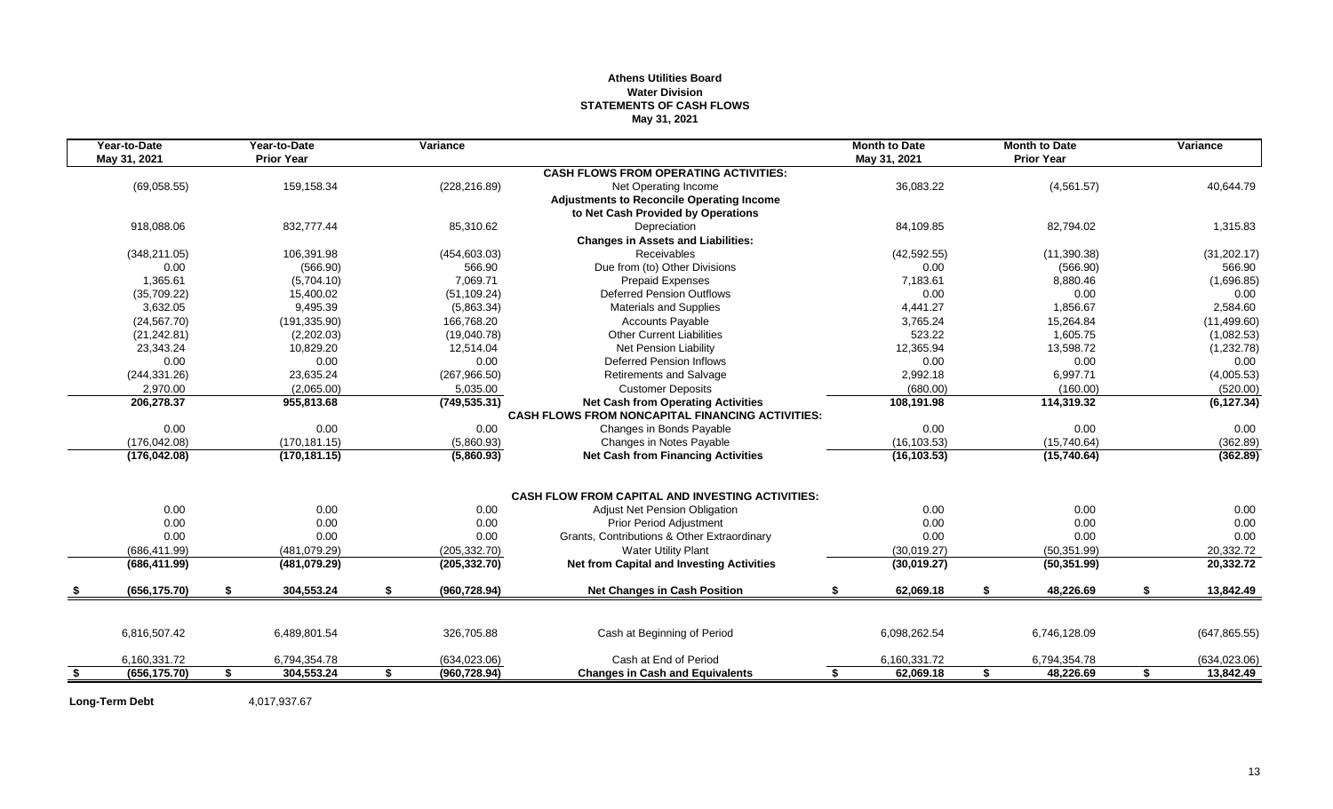**Athens Utilities Board**
**Water Division**
**STATEMENTS OF CASH FLOWS**
**May 31, 2021**

| Year-to-Date May 31, 2021 | Year-to-Date Prior Year | Variance | | Month to Date May 31, 2021 | Month to Date Prior Year | Variance |
|---|---|---|---|---|---|---|
| | | | **CASH FLOWS FROM OPERATING ACTIVITIES:** | | | |
| (69,058.55) | 159,158.34 | (228,216.89) | Net Operating Income | 36,083.22 | (4,561.57) | 40,644.79 |
| | | | **Adjustments to Reconcile Operating Income to Net Cash Provided by Operations** | | | |
| 918,088.06 | 832,777.44 | 85,310.62 | Depreciation | 84,109.85 | 82,794.02 | 1,315.83 |
| | | | **Changes in Assets and Liabilities:** | | | |
| (348,211.05) | 106,391.98 | (454,603.03) | Receivables | (42,592.55) | (11,390.38) | (31,202.17) |
| 0.00 | (566.90) | 566.90 | Due from (to) Other Divisions | 0.00 | (566.90) | 566.90 |
| 1,365.61 | (5,704.10) | 7,069.71 | Prepaid Expenses | 7,183.61 | 8,880.46 | (1,696.85) |
| (35,709.22) | 15,400.02 | (51,109.24) | Deferred Pension Outflows | 0.00 | 0.00 | 0.00 |
| 3,632.05 | 9,495.39 | (5,863.34) | Materials and Supplies | 4,441.27 | 1,856.67 | 2,584.60 |
| (24,567.70) | (191,335.90) | 166,768.20 | Accounts Payable | 3,765.24 | 15,264.84 | (11,499.60) |
| (21,242.81) | (2,202.03) | (19,040.78) | Other Current Liabilities | 523.22 | 1,605.75 | (1,082.53) |
| 23,343.24 | 10,829.20 | 12,514.04 | Net Pension Liability | 12,365.94 | 13,598.72 | (1,232.78) |
| 0.00 | 0.00 | 0.00 | Deferred Pension Inflows | 0.00 | 0.00 | 0.00 |
| (244,331.26) | 23,635.24 | (267,966.50) | Retirements and Salvage | 2,992.18 | 6,997.71 | (4,005.53) |
| 2,970.00 | (2,065.00) | 5,035.00 | Customer Deposits | (680.00) | (160.00) | (520.00) |
| **206,278.37** | **955,813.68** | **(749,535.31)** | **Net Cash from Operating Activities** | **108,191.98** | **114,319.32** | **(6,127.34)** |
| | | | **CASH FLOWS FROM NONCAPITAL FINANCING ACTIVITIES:** | | | |
| 0.00 | 0.00 | 0.00 | Changes in Bonds Payable | 0.00 | 0.00 | 0.00 |
| (176,042.08) | (170,181.15) | (5,860.93) | Changes in Notes Payable | (16,103.53) | (15,740.64) | (362.89) |
| **(176,042.08)** | **(170,181.15)** | **(5,860.93)** | **Net Cash from Financing Activities** | **(16,103.53)** | **(15,740.64)** | **(362.89)** |
| | | | **CASH FLOW FROM CAPITAL AND INVESTING ACTIVITIES:** | | | |
| 0.00 | 0.00 | 0.00 | Adjust Net Pension Obligation | 0.00 | 0.00 | 0.00 |
| 0.00 | 0.00 | 0.00 | Prior Period Adjustment | 0.00 | 0.00 | 0.00 |
| 0.00 | 0.00 | 0.00 | Grants, Contributions & Other Extraordinary | 0.00 | 0.00 | 0.00 |
| (686,411.99) | (481,079.29) | (205,332.70) | Water Utility Plant | (30,019.27) | (50,351.99) | 20,332.72 |
| **(686,411.99)** | **(481,079.29)** | **(205,332.70)** | **Net from Capital and Investing Activities** | **(30,019.27)** | **(50,351.99)** | **20,332.72** |
| **$ (656,175.70)** | **$ 304,553.24** | **$ (960,728.94)** | **Net Changes in Cash Position** | **$ 62,069.18** | **$ 48,226.69** | **$ 13,842.49** |
| 6,816,507.42 | 6,489,801.54 | 326,705.88 | Cash at Beginning of Period | 6,098,262.54 | 6,746,128.09 | (647,865.55) |
| 6,160,331.72 | 6,794,354.78 | (634,023.06) | Cash at End of Period | 6,160,331.72 | 6,794,354.78 | (634,023.06) |
| **$ (656,175.70)** | **$ 304,553.24** | **$ (960,728.94)** | **Changes in Cash and Equivalents** | **$ 62,069.18** | **$ 48,226.69** | **$ 13,842.49** |

**Long-Term Debt** 4,017,937.67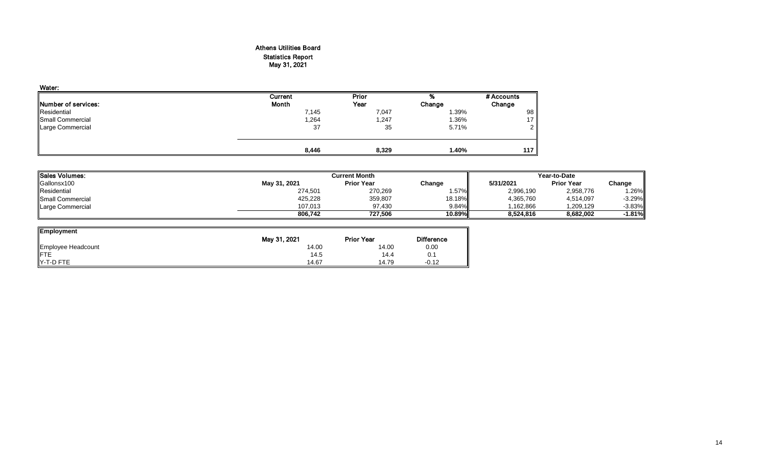# Athens Utilities Board
## Statistics Report
### May 31, 2021

**Water:**

| Number of services: | Current Month | Prior Year | % Change | # Accounts Change |
|---|---|---|---|---|
| Residential | 7,145 | 7,047 | 1.39% | 98 |
| Small Commercial | 1,264 | 1,247 | 1.36% | 17 |
| Large Commercial | 37 | 35 | 5.71% | 2 |
| | **8,446** | **8,329** | **1.40%** | **117** |

| Sales Volumes: | Current Month | | | Year-to-Date | | |
|---|---|---|---|---|---|---|
| Gallonsx100 | May 31, 2021 | Prior Year | Change | 5/31/2021 | Prior Year | Change |
| Residential | 274,501 | 270,269 | 1.57% | 2,996,190 | 2,958,776 | 1.26% |
| Small Commercial | 425,228 | 359,807 | 18.18% | 4,365,760 | 4,514,097 | -3.29% |
| Large Commercial | 107,013 | 97,430 | 9.84% | 1,162,866 | 1,209,129 | -3.83% |
| | **806,742** | **727,506** | **10.89%** | **8,524,816** | **8,682,002** | **-1.81%** |

| Employment | May 31, 2021 | Prior Year | Difference |
|---|---|---|---|
| Employee Headcount | 14.00 | 14.00 | 0.00 |
| FTE | 14.5 | 14.4 | 0.1 |
| Y-T-D FTE | 14.67 | 14.79 | -0.12 |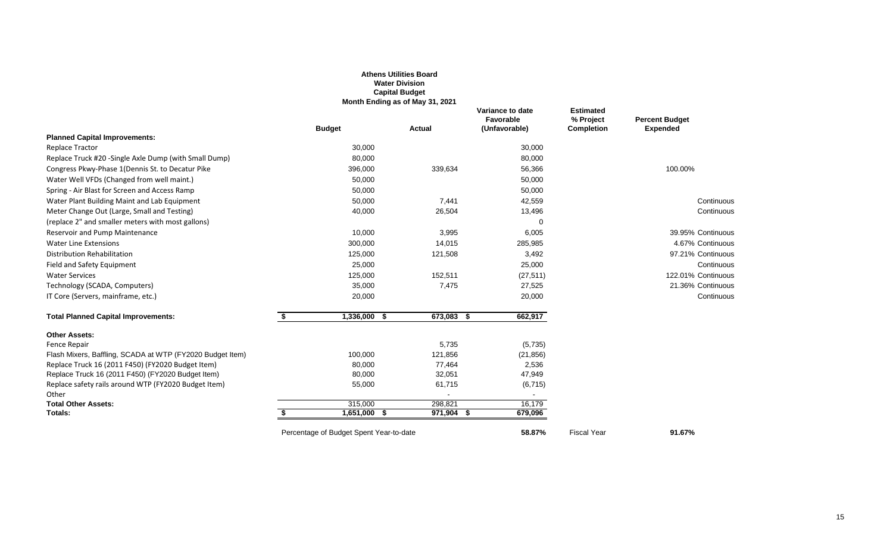**Athens Utilities Board**
**Water Division**
**Capital Budget**
**Month Ending as of May 31, 2021**

| | Budget | Actual | Variance to date Favorable (Unfavorable) | Estimated % Project Completion | Percent Budget Expended |
|---|---|---|---|---|---|
| **Planned Capital Improvements:** | | | | | |
| Replace Tractor | 30,000 | | 30,000 | | |
| Replace Truck #20 -Single Axle Dump (with Small Dump) | 80,000 | | 80,000 | | |
| Congress Pkwy-Phase 1(Dennis St. to Decatur Pike | 396,000 | 339,634 | 56,366 | | 100.00% |
| Water Well VFDs (Changed from well maint.) | 50,000 | | 50,000 | | |
| Spring - Air Blast for Screen and Access Ramp | 50,000 | | 50,000 | | |
| Water Plant Building Maint and Lab Equipment | 50,000 | 7,441 | 42,559 | | Continuous |
| Meter Change Out (Large, Small and Testing) | 40,000 | 26,504 | 13,496 | | Continuous |
| (replace 2" and smaller meters with most gallons) | | | 0 | | |
| Reservoir and Pump Maintenance | 10,000 | 3,995 | 6,005 | | 39.95% Continuous |
| Water Line Extensions | 300,000 | 14,015 | 285,985 | | 4.67% Continuous |
| Distribution Rehabilitation | 125,000 | 121,508 | 3,492 | | 97.21% Continuous |
| Field and Safety Equipment | 25,000 | | 25,000 | | Continuous |
| Water Services | 125,000 | 152,511 | (27,511) | | 122.01% Continuous |
| Technology (SCADA, Computers) | 35,000 | 7,475 | 27,525 | | 21.36% Continuous |
| IT Core (Servers, mainframe, etc.) | 20,000 | | 20,000 | | Continuous |
| **Total Planned Capital Improvements:** | **$ 1,336,000** | **$ 673,083** | **$ 662,917** | | |
| **Other Assets:** | | | | | |
| Fence Repair | | 5,735 | (5,735) | | |
| Flash Mixers, Baffling, SCADA at WTP (FY2020 Budget Item) | 100,000 | 121,856 | (21,856) | | |
| Replace Truck 16 (2011 F450) (FY2020 Budget Item) | 80,000 | 77,464 | 2,536 | | |
| Replace Truck 16 (2011 F450) (FY2020 Budget Item) | 80,000 | 32,051 | 47,949 | | |
| Replace safety rails around WTP (FY2020 Budget Item) | 55,000 | 61,715 | (6,715) | | |
| Other | | - | - | | |
| **Total Other Assets:** | 315,000 | 298,821 | 16,179 | | |
| **Totals:** | **$ 1,651,000** | **$ 971,904** | **$ 679,096** | | |
| | Percentage of Budget Spent Year-to-date | | **58.87%** | Fiscal Year | **91.67%** |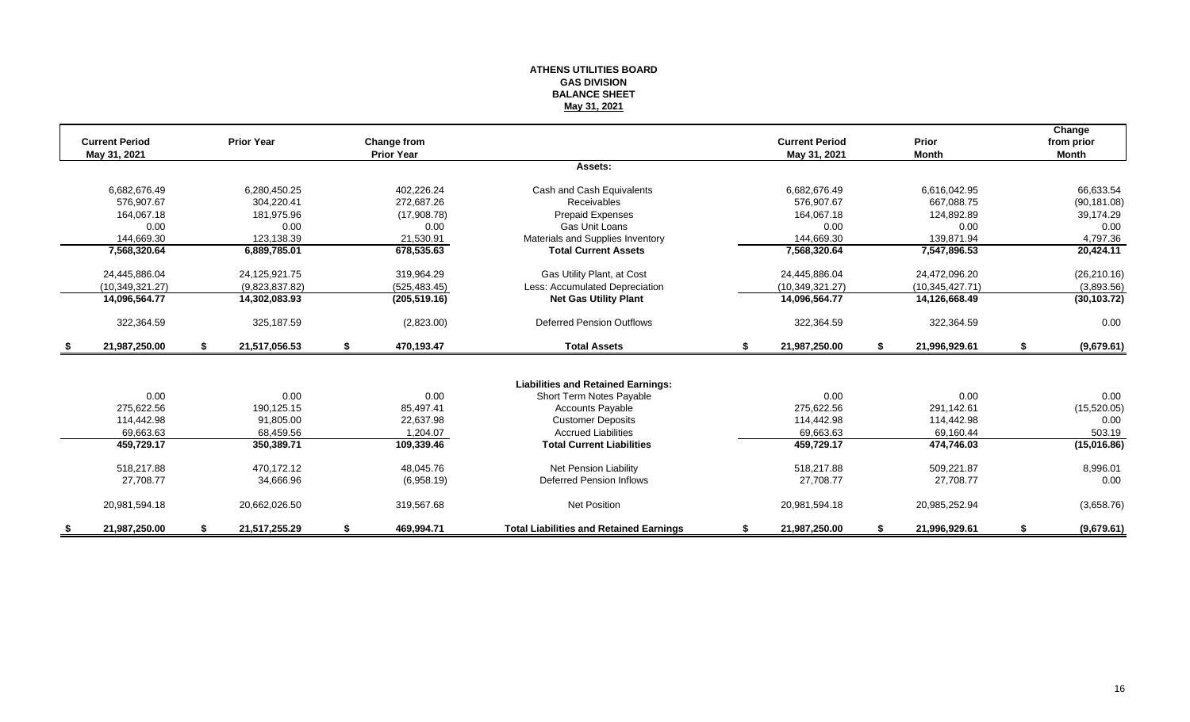# ATHENS UTILITIES BOARD
## GAS DIVISION
## BALANCE SHEET
### May 31, 2021

| Current Period May 31, 2021 | Prior Year | Change from Prior Year | | Current Period May 31, 2021 | Prior Month | Change from prior Month |
|---|---|---|---|---|---|---|
| | | | **Assets:** | | | |
| 6,682,676.49 | 6,280,450.25 | 402,226.24 | Cash and Cash Equivalents | 6,682,676.49 | 6,616,042.95 | 66,633.54 |
| 576,907.67 | 304,220.41 | 272,687.26 | Receivables | 576,907.67 | 667,088.75 | (90,181.08) |
| 164,067.18 | 181,975.96 | (17,908.78) | Prepaid Expenses | 164,067.18 | 124,892.89 | 39,174.29 |
| 0.00 | 0.00 | 0.00 | Gas Unit Loans | 0.00 | 0.00 | 0.00 |
| 144,669.30 | 123,138.39 | 21,530.91 | Materials and Supplies Inventory | 144,669.30 | 139,871.94 | 4,797.36 |
| **7,568,320.64** | **6,889,785.01** | **678,535.63** | **Total Current Assets** | **7,568,320.64** | **7,547,896.53** | **20,424.11** |
| 24,445,886.04 | 24,125,921.75 | 319,964.29 | Gas Utility Plant, at Cost | 24,445,886.04 | 24,472,096.20 | (26,210.16) |
| (10,349,321.27) | (9,823,837.82) | (525,483.45) | Less: Accumulated Depreciation | (10,349,321.27) | (10,345,427.71) | (3,893.56) |
| **14,096,564.77** | **14,302,083.93** | **(205,519.16)** | **Net Gas Utility Plant** | **14,096,564.77** | **14,126,668.49** | **(30,103.72)** |
| 322,364.59 | 325,187.59 | (2,823.00) | Deferred Pension Outflows | 322,364.59 | 322,364.59 | 0.00 |
| **$ 21,987,250.00** | **$ 21,517,056.53** | **$ 470,193.47** | **Total Assets** | **$ 21,987,250.00** | **$ 21,996,929.61** | **$ (9,679.61)** |
| | | | **Liabilities and Retained Earnings:** | | | |
| 0.00 | 0.00 | 0.00 | Short Term Notes Payable | 0.00 | 0.00 | 0.00 |
| 275,622.56 | 190,125.15 | 85,497.41 | Accounts Payable | 275,622.56 | 291,142.61 | (15,520.05) |
| 114,442.98 | 91,805.00 | 22,637.98 | Customer Deposits | 114,442.98 | 114,442.98 | 0.00 |
| 69,663.63 | 68,459.56 | 1,204.07 | Accrued Liabilities | 69,663.63 | 69,160.44 | 503.19 |
| **459,729.17** | **350,389.71** | **109,339.46** | **Total Current Liabilities** | **459,729.17** | **474,746.03** | **(15,016.86)** |
| 518,217.88 | 470,172.12 | 48,045.76 | Net Pension Liability | 518,217.88 | 509,221.87 | 8,996.01 |
| 27,708.77 | 34,666.96 | (6,958.19) | Deferred Pension Inflows | 27,708.77 | 27,708.77 | 0.00 |
| 20,981,594.18 | 20,662,026.50 | 319,567.68 | Net Position | 20,981,594.18 | 20,985,252.94 | (3,658.76) |
| **$ 21,987,250.00** | **$ 21,517,255.29** | **$ 469,994.71** | **Total Liabilities and Retained Earnings** | **$ 21,987,250.00** | **$ 21,996,929.61** | **$ (9,679.61)** |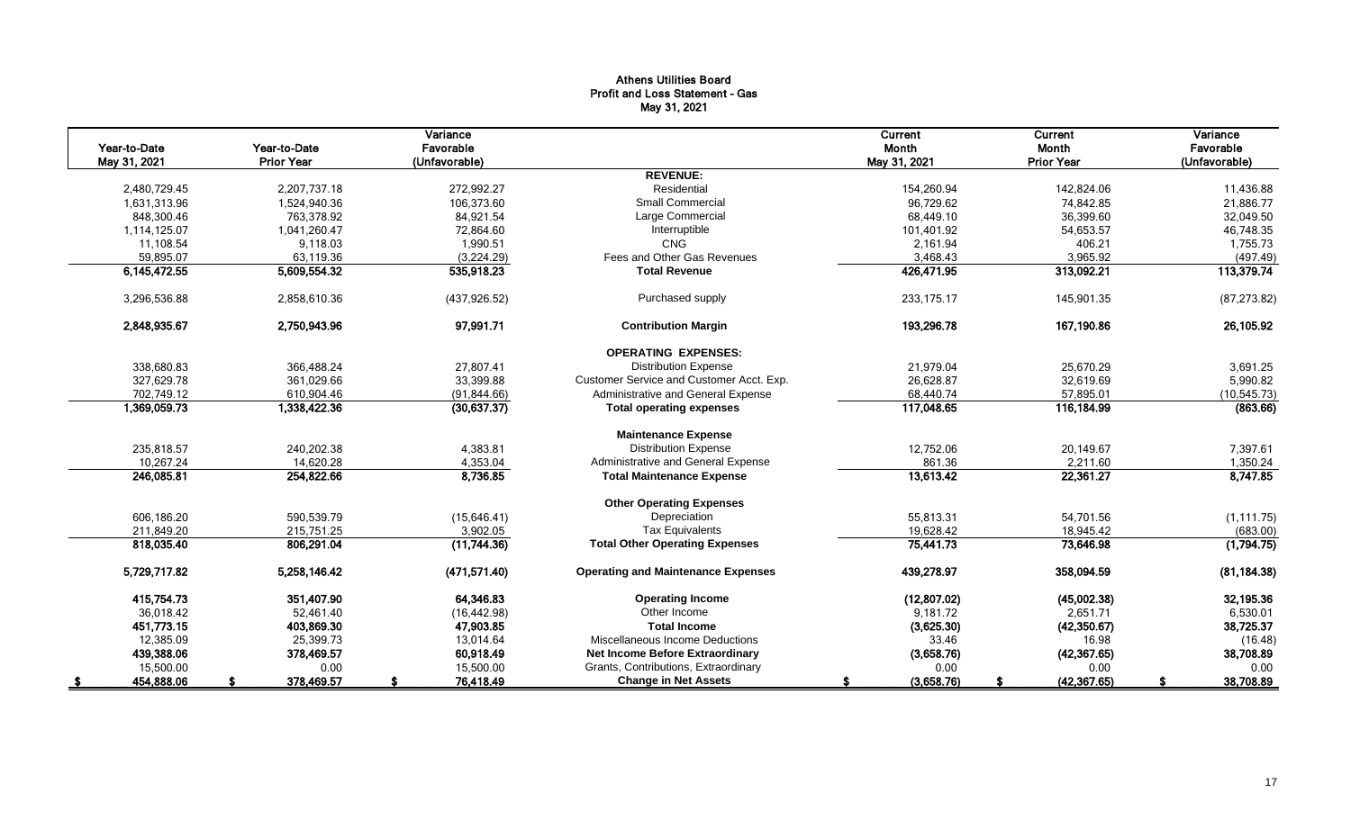# Athens Utilities Board
## Profit and Loss Statement - Gas
### May 31, 2021

| Year-to-Date May 31, 2021 | Year-to-Date Prior Year | Variance Favorable (Unfavorable) | | Current Month May 31, 2021 | Current Month Prior Year | Variance Favorable (Unfavorable) |
|---|---|---|---|---|---|---|
| | | | **REVENUE:** | | | |
| 2,480,729.45 | 2,207,737.18 | 272,992.27 | Residential | 154,260.94 | 142,824.06 | 11,436.88 |
| 1,631,313.96 | 1,524,940.36 | 106,373.60 | Small Commercial | 96,729.62 | 74,842.85 | 21,886.77 |
| 848,300.46 | 763,378.92 | 84,921.54 | Large Commercial | 68,449.10 | 36,399.60 | 32,049.50 |
| 1,114,125.07 | 1,041,260.47 | 72,864.60 | Interruptible | 101,401.92 | 54,653.57 | 46,748.35 |
| 11,108.54 | 9,118.03 | 1,990.51 | CNG | 2,161.94 | 406.21 | 1,755.73 |
| 59,895.07 | 63,119.36 | (3,224.29) | Fees and Other Gas Revenues | 3,468.43 | 3,965.92 | (497.49) |
| **6,145,472.55** | **5,609,554.32** | **535,918.23** | **Total Revenue** | **426,471.95** | **313,092.21** | **113,379.74** |
| 3,296,536.88 | 2,858,610.36 | (437,926.52) | Purchased supply | 233,175.17 | 145,901.35 | (87,273.82) |
| **2,848,935.67** | **2,750,943.96** | **97,991.71** | **Contribution Margin** | **193,296.78** | **167,190.86** | **26,105.92** |
| | | | **OPERATING EXPENSES:** | | | |
| 338,680.83 | 366,488.24 | 27,807.41 | Distribution Expense | 21,979.04 | 25,670.29 | 3,691.25 |
| 327,629.78 | 361,029.66 | 33,399.88 | Customer Service and Customer Acct. Exp. | 26,628.87 | 32,619.69 | 5,990.82 |
| 702,749.12 | 610,904.46 | (91,844.66) | Administrative and General Expense | 68,440.74 | 57,895.01 | (10,545.73) |
| **1,369,059.73** | **1,338,422.36** | **(30,637.37)** | **Total operating expenses** | **117,048.65** | **116,184.99** | **(863.66)** |
| | | | **Maintenance Expense** | | | |
| 235,818.57 | 240,202.38 | 4,383.81 | Distribution Expense | 12,752.06 | 20,149.67 | 7,397.61 |
| 10,267.24 | 14,620.28 | 4,353.04 | Administrative and General Expense | 861.36 | 2,211.60 | 1,350.24 |
| **246,085.81** | **254,822.66** | **8,736.85** | **Total Maintenance Expense** | **13,613.42** | **22,361.27** | **8,747.85** |
| | | | **Other Operating Expenses** | | | |
| 606,186.20 | 590,539.79 | (15,646.41) | Depreciation | 55,813.31 | 54,701.56 | (1,111.75) |
| 211,849.20 | 215,751.25 | 3,902.05 | Tax Equivalents | 19,628.42 | 18,945.42 | (683.00) |
| **818,035.40** | **806,291.04** | **(11,744.36)** | **Total Other Operating Expenses** | **75,441.73** | **73,646.98** | **(1,794.75)** |
| **5,729,717.82** | **5,258,146.42** | **(471,571.40)** | **Operating and Maintenance Expenses** | **439,278.97** | **358,094.59** | **(81,184.38)** |
| **415,754.73** | **351,407.90** | **64,346.83** | **Operating Income** | **(12,807.02)** | **(45,002.38)** | **32,195.36** |
| 36,018.42 | 52,461.40 | (16,442.98) | Other Income | 9,181.72 | 2,651.71 | 6,530.01 |
| **451,773.15** | **403,869.30** | **47,903.85** | **Total Income** | **(3,625.30)** | **(42,350.67)** | **38,725.37** |
| 12,385.09 | 25,399.73 | 13,014.64 | Miscellaneous Income Deductions | 33.46 | 16.98 | (16.48) |
| **439,388.06** | **378,469.57** | **60,918.49** | **Net Income Before Extraordinary** | **(3,658.76)** | **(42,367.65)** | **38,708.89** |
| 15,500.00 | 0.00 | 15,500.00 | Grants, Contributions, Extraordinary | 0.00 | 0.00 | 0.00 |
| **$ 454,888.06** | **$ 378,469.57** | **$ 76,418.49** | **Change in Net Assets** | **$ (3,658.76)** | **$ (42,367.65)** | **$ 38,708.89** |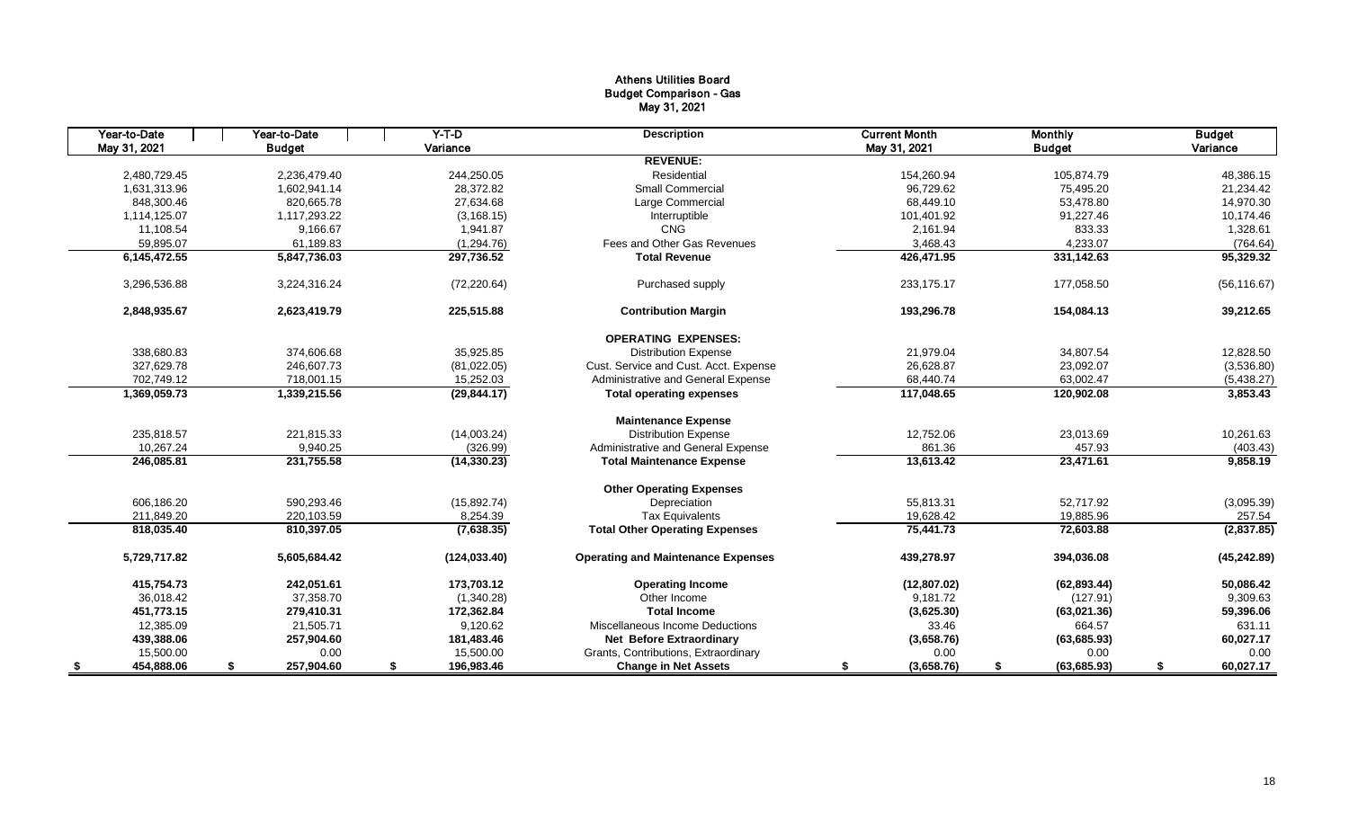# Athens Utilities Board
## Budget Comparison - Gas
### May 31, 2021

| Year-to-Date May 31, 2021 | Year-to-Date Budget | Y-T-D Variance | Description | Current Month May 31, 2021 | Monthly Budget | Budget Variance |
|---|---|---|---|---|---|---|
| | | | **REVENUE:** | | | |
| 2,480,729.45 | 2,236,479.40 | 244,250.05 | Residential | 154,260.94 | 105,874.79 | 48,386.15 |
| 1,631,313.96 | 1,602,941.14 | 28,372.82 | Small Commercial | 96,729.62 | 75,495.20 | 21,234.42 |
| 848,300.46 | 820,665.78 | 27,634.68 | Large Commercial | 68,449.10 | 53,478.80 | 14,970.30 |
| 1,114,125.07 | 1,117,293.22 | (3,168.15) | Interruptible | 101,401.92 | 91,227.46 | 10,174.46 |
| 11,108.54 | 9,166.67 | 1,941.87 | CNG | 2,161.94 | 833.33 | 1,328.61 |
| 59,895.07 | 61,189.83 | (1,294.76) | Fees and Other Gas Revenues | 3,468.43 | 4,233.07 | (764.64) |
| **6,145,472.55** | **5,847,736.03** | **297,736.52** | **Total Revenue** | **426,471.95** | **331,142.63** | **95,329.32** |
| 3,296,536.88 | 3,224,316.24 | (72,220.64) | Purchased supply | 233,175.17 | 177,058.50 | (56,116.67) |
| **2,848,935.67** | **2,623,419.79** | **225,515.88** | **Contribution Margin** | **193,296.78** | **154,084.13** | **39,212.65** |
| | | | **OPERATING EXPENSES:** | | | |
| 338,680.83 | 374,606.68 | 35,925.85 | Distribution Expense | 21,979.04 | 34,807.54 | 12,828.50 |
| 327,629.78 | 246,607.73 | (81,022.05) | Cust. Service and Cust. Acct. Expense | 26,628.87 | 23,092.07 | (3,536.80) |
| 702,749.12 | 718,001.15 | 15,252.03 | Administrative and General Expense | 68,440.74 | 63,002.47 | (5,438.27) |
| **1,369,059.73** | **1,339,215.56** | **(29,844.17)** | **Total operating expenses** | **117,048.65** | **120,902.08** | **3,853.43** |
| | | | **Maintenance Expense** | | | |
| 235,818.57 | 221,815.33 | (14,003.24) | Distribution Expense | 12,752.06 | 23,013.69 | 10,261.63 |
| 10,267.24 | 9,940.25 | (326.99) | Administrative and General Expense | 861.36 | 457.93 | (403.43) |
| **246,085.81** | **231,755.58** | **(14,330.23)** | **Total Maintenance Expense** | **13,613.42** | **23,471.61** | **9,858.19** |
| | | | **Other Operating Expenses** | | | |
| 606,186.20 | 590,293.46 | (15,892.74) | Depreciation | 55,813.31 | 52,717.92 | (3,095.39) |
| 211,849.20 | 220,103.59 | 8,254.39 | Tax Equivalents | 19,628.42 | 19,885.96 | 257.54 |
| **818,035.40** | **810,397.05** | **(7,638.35)** | **Total Other Operating Expenses** | **75,441.73** | **72,603.88** | **(2,837.85)** |
| **5,729,717.82** | **5,605,684.42** | **(124,033.40)** | **Operating and Maintenance Expenses** | **439,278.97** | **394,036.08** | **(45,242.89)** |
| **415,754.73** | **242,051.61** | **173,703.12** | **Operating Income** | **(12,807.02)** | **(62,893.44)** | **50,086.42** |
| 36,018.42 | 37,358.70 | (1,340.28) | Other Income | 9,181.72 | (127.91) | 9,309.63 |
| **451,773.15** | **279,410.31** | **172,362.84** | **Total Income** | **(3,625.30)** | **(63,021.36)** | **59,396.06** |
| 12,385.09 | 21,505.71 | 9,120.62 | Miscellaneous Income Deductions | 33.46 | 664.57 | 631.11 |
| **439,388.06** | **257,904.60** | **181,483.46** | **Net Before Extraordinary** | **(3,658.76)** | **(63,685.93)** | **60,027.17** |
| 15,500.00 | 0.00 | 15,500.00 | Grants, Contributions, Extraordinary | 0.00 | 0.00 | 0.00 |
| **$ 454,888.06** | **$ 257,904.60** | **$ 196,983.46** | **Change in Net Assets** | **$ (3,658.76)** | **$ (63,685.93)** | **$ 60,027.17** |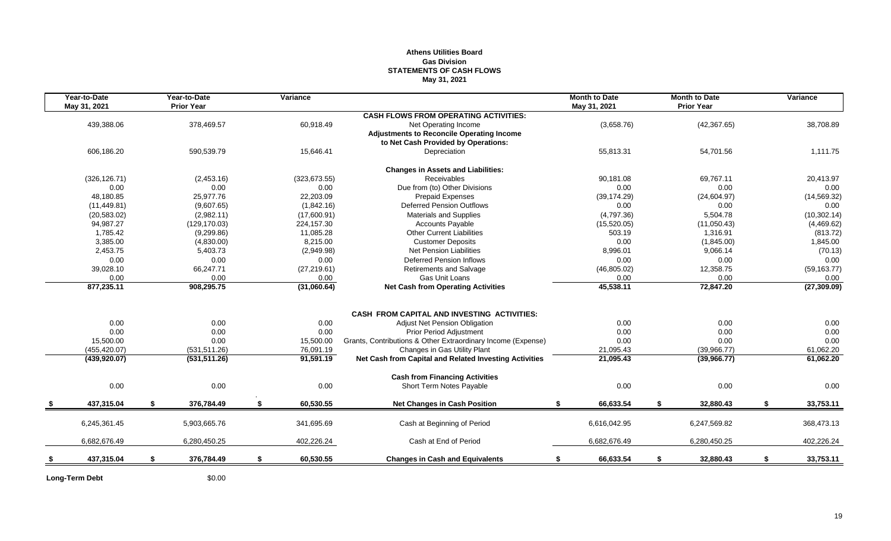# Athens Utilities Board
## Gas Division
## STATEMENTS OF CASH FLOWS
### May 31, 2021

| Year-to-Date May 31, 2021 | Year-to-Date Prior Year | Variance | | Month to Date May 31, 2021 | Month to Date Prior Year | Variance |
|---|---|---|---|---|---|---|
| | | | **CASH FLOWS FROM OPERATING ACTIVITIES:** | | | |
| 439,388.06 | 378,469.57 | 60,918.49 | Net Operating Income | (3,658.76) | (42,367.65) | 38,708.89 |
| | | | **Adjustments to Reconcile Operating Income** | | | |
| | | | **to Net Cash Provided by Operations:** | | | |
| 606,186.20 | 590,539.79 | 15,646.41 | Depreciation | 55,813.31 | 54,701.56 | 1,111.75 |
| | | | **Changes in Assets and Liabilities:** | | | |
| (326,126.71) | (2,453.16) | (323,673.55) | Receivables | 90,181.08 | 69,767.11 | 20,413.97 |
| 0.00 | 0.00 | 0.00 | Due from (to) Other Divisions | 0.00 | 0.00 | 0.00 |
| 48,180.85 | 25,977.76 | 22,203.09 | Prepaid Expenses | (39,174.29) | (24,604.97) | (14,569.32) |
| (11,449.81) | (9,607.65) | (1,842.16) | Deferred Pension Outflows | 0.00 | 0.00 | 0.00 |
| (20,583.02) | (2,982.11) | (17,600.91) | Materials and Supplies | (4,797.36) | 5,504.78 | (10,302.14) |
| 94,987.27 | (129,170.03) | 224,157.30 | Accounts Payable | (15,520.05) | (11,050.43) | (4,469.62) |
| 1,785.42 | (9,299.86) | 11,085.28 | Other Current Liabilities | 503.19 | 1,316.91 | (813.72) |
| 3,385.00 | (4,830.00) | 8,215.00 | Customer Deposits | 0.00 | (1,845.00) | 1,845.00 |
| 2,453.75 | 5,403.73 | (2,949.98) | Net Pension Liabilities | 8,996.01 | 9,066.14 | (70.13) |
| 0.00 | 0.00 | 0.00 | Deferred Pension Inflows | 0.00 | 0.00 | 0.00 |
| 39,028.10 | 66,247.71 | (27,219.61) | Retirements and Salvage | (46,805.02) | 12,358.75 | (59,163.77) |
| 0.00 | 0.00 | 0.00 | Gas Unit Loans | 0.00 | 0.00 | 0.00 |
| **877,235.11** | **908,295.75** | **(31,060.64)** | **Net Cash from Operating Activities** | **45,538.11** | **72,847.20** | **(27,309.09)** |
| | | | **CASH FROM CAPITAL AND INVESTING ACTIVITIES:** | | | |
| 0.00 | 0.00 | 0.00 | Adjust Net Pension Obligation | 0.00 | 0.00 | 0.00 |
| 0.00 | 0.00 | 0.00 | Prior Period Adjustment | 0.00 | 0.00 | 0.00 |
| 15,500.00 | 0.00 | 15,500.00 | Grants, Contributions & Other Extraordinary Income (Expense) | 0.00 | 0.00 | 0.00 |
| (455,420.07) | (531,511.26) | 76,091.19 | Changes in Gas Utility Plant | 21,095.43 | (39,966.77) | 61,062.20 |
| **(439,920.07)** | **(531,511.26)** | **91,591.19** | **Net Cash from Capital and Related Investing Activities** | **21,095.43** | **(39,966.77)** | **61,062.20** |
| | | | **Cash from Financing Activities** | | | |
| 0.00 | 0.00 | 0.00 | Short Term Notes Payable | 0.00 | 0.00 | 0.00 |
| **$ 437,315.04** | **$ 376,784.49** | **$ 60,530.55** | **Net Changes in Cash Position** | **$ 66,633.54** | **$ 32,880.43** | **$ 33,753.11** |
| 6,245,361.45 | 5,903,665.76 | 341,695.69 | Cash at Beginning of Period | 6,616,042.95 | 6,247,569.82 | 368,473.13 |
| 6,682,676.49 | 6,280,450.25 | 402,226.24 | Cash at End of Period | 6,682,676.49 | 6,280,450.25 | 402,226.24 |
| **$ 437,315.04** | **$ 376,784.49** | **$ 60,530.55** | **Changes in Cash and Equivalents** | **$ 66,633.54** | **$ 32,880.43** | **$ 33,753.11** |

**Long-Term Debt** $0.00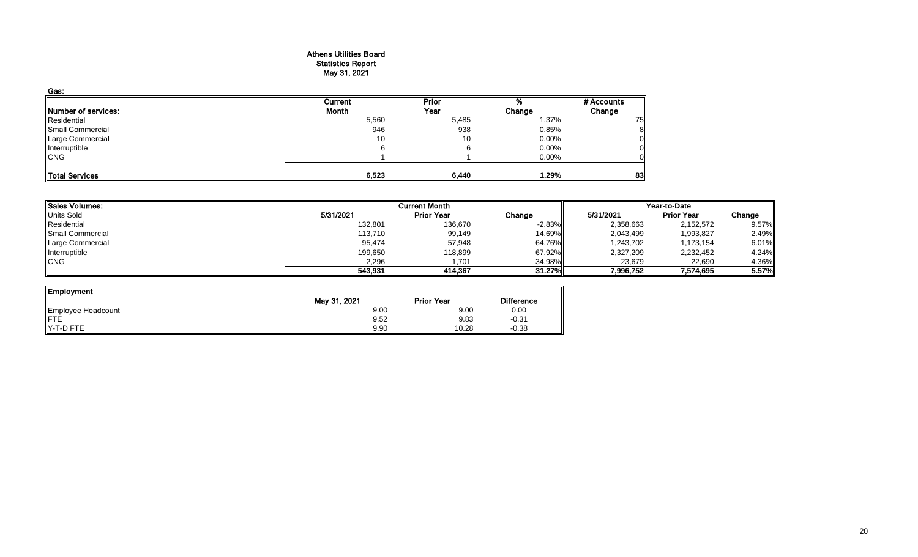# Athens Utilities Board
## Statistics Report
## May 31, 2021

**Gas:**

| Number of services: | Current Month | Prior Year | % Change | # Accounts Change |
|---|---|---|---|---|
| Residential | 5,560 | 5,485 | 1.37% | 75 |
| Small Commercial | 946 | 938 | 0.85% | 8 |
| Large Commercial | 10 | 10 | 0.00% | 0 |
| Interruptible | 6 | 6 | 0.00% | 0 |
| CNG | 1 | 1 | 0.00% | 0 |
| **Total Services** | **6,523** | **6,440** | **1.29%** | **83** |

| Sales Volumes: | Current Month | | | Year-to-Date | | |
|---|---|---|---|---|---|---|
| Units Sold | 5/31/2021 | Prior Year | Change | 5/31/2021 | Prior Year | Change |
| Residential | 132,801 | 136,670 | -2.83% | 2,358,663 | 2,152,572 | 9.57% |
| Small Commercial | 113,710 | 99,149 | 14.69% | 2,043,499 | 1,993,827 | 2.49% |
| Large Commercial | 95,474 | 57,948 | 64.76% | 1,243,702 | 1,173,154 | 6.01% |
| Interruptible | 199,650 | 118,899 | 67.92% | 2,327,209 | 2,232,452 | 4.24% |
| CNG | 2,296 | 1,701 | 34.98% | 23,679 | 22,690 | 4.36% |
| | **543,931** | **414,367** | **31.27%** | **7,996,752** | **7,574,695** | **5.57%** |

| Employment | May 31, 2021 | Prior Year | Difference |
|---|---|---|---|
| Employee Headcount | 9.00 | 9.00 | 0.00 |
| FTE | 9.52 | 9.83 | -0.31 |
| Y-T-D FTE | 9.90 | 10.28 | -0.38 |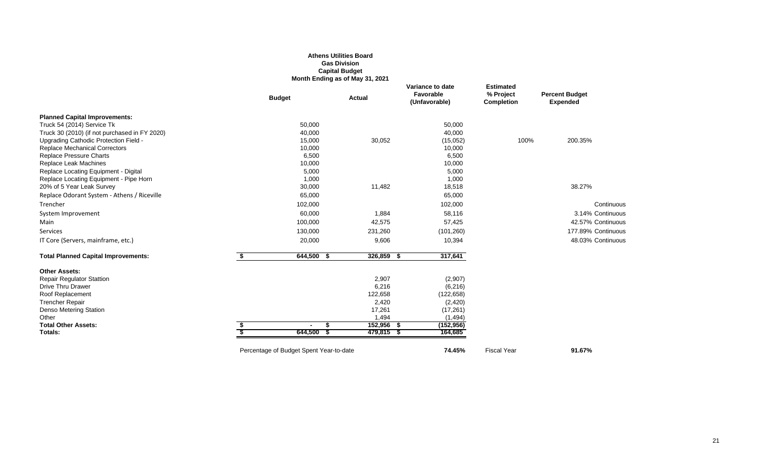**Athens Utilities Board**
**Gas Division**
**Capital Budget**
**Month Ending as of May 31, 2021**

| | Budget | Actual | Variance to date Favorable (Unfavorable) | Estimated % Project Completion | Percent Budget Expended | |
|---|---|---|---|---|---|---|
| **Planned Capital Improvements:** | | | | | | |
| Truck 54 (2014) Service Tk | 50,000 | | 50,000 | | | |
| Truck 30 (2010) (if not purchased in FY 2020) | 40,000 | | 40,000 | | | |
| Upgrading Cathodic Protection Field - | 15,000 | 30,052 | (15,052) | 100% | 200.35% | |
| Replace Mechanical Correctors | 10,000 | | 10,000 | | | |
| Replace Pressure Charts | 6,500 | | 6,500 | | | |
| Replace Leak Machines | 10,000 | | 10,000 | | | |
| Replace Locating Equipment - Digital | 5,000 | | 5,000 | | | |
| Replace Locating Equipment - Pipe Horn | 1,000 | | 1,000 | | | |
| 20% of 5 Year Leak Survey | 30,000 | 11,482 | 18,518 | | 38.27% | |
| Replace Odorant System - Athens / Riceville | 65,000 | | 65,000 | | | |
| Trencher | 102,000 | | 102,000 | | | Continuous |
| System Improvement | 60,000 | 1,884 | 58,116 | | 3.14% | Continuous |
| Main | 100,000 | 42,575 | 57,425 | | 42.57% | Continuous |
| Services | 130,000 | 231,260 | (101,260) | | 177.89% | Continuous |
| IT Core (Servers, mainframe, etc.) | 20,000 | 9,606 | 10,394 | | 48.03% | Continuous |
| **Total Planned Capital Improvements:** | **$ 644,500** | **$ 326,859** | **$ 317,641** | | | |
| **Other Assets:** | | | | | | |
| Repair Regulator Stattion | | 2,907 | (2,907) | | | |
| Drive Thru Drawer | | 6,216 | (6,216) | | | |
| Roof Replacement | | 122,658 | (122,658) | | | |
| Trencher Repair | | 2,420 | (2,420) | | | |
| Denso Metering Station | | 17,261 | (17,261) | | | |
| Other | | 1,494 | (1,494) | | | |
| **Total Other Assets:** | **$ -** | **$ 152,956** | **$ (152,956)** | | | |
| **Totals:** | **$ 644,500** | **$ 479,815** | **$ 164,685** | | | |

Percentage of Budget Spent Year-to-date **74.45%** Fiscal Year **91.67%**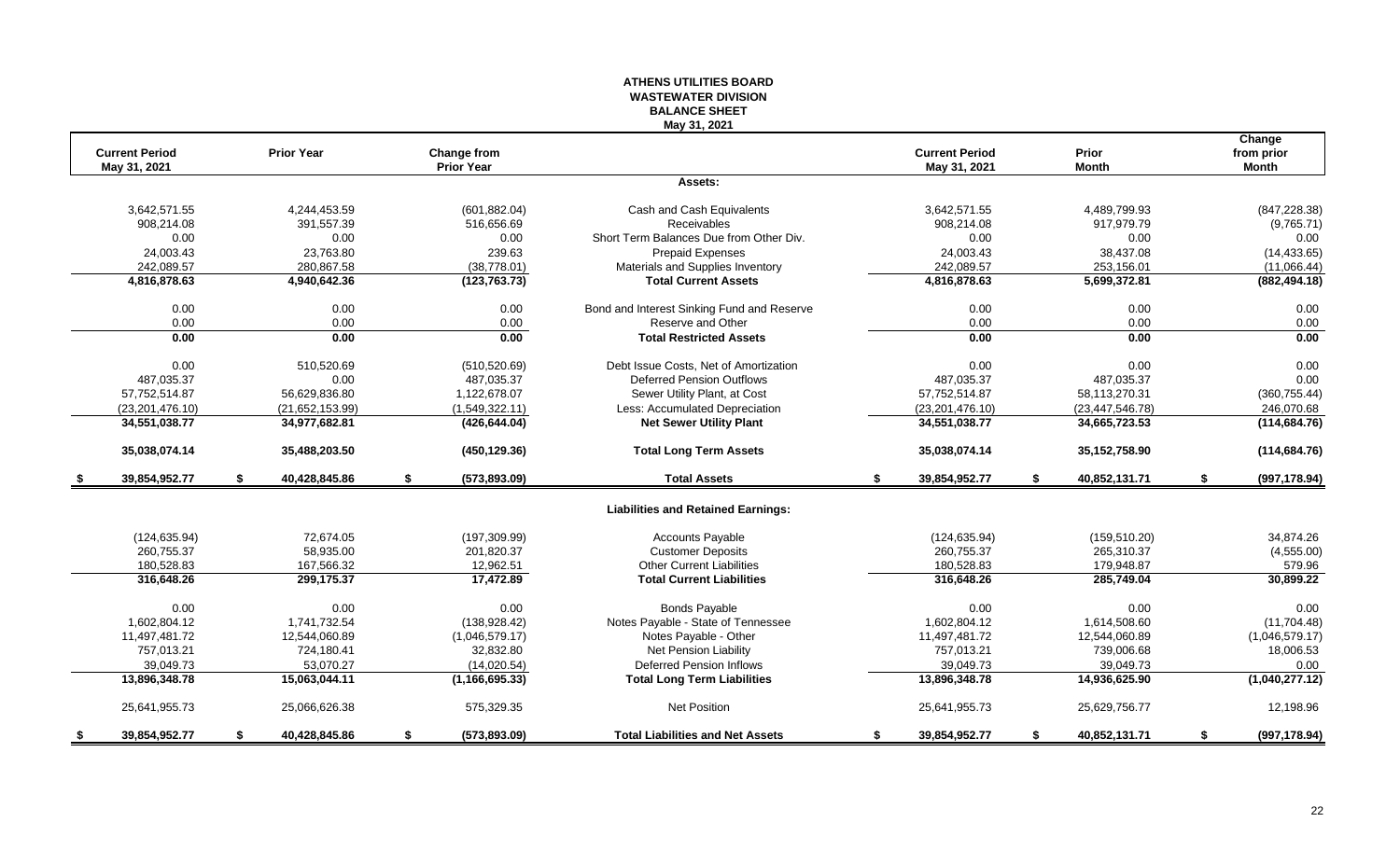# ATHENS UTILITIES BOARD
## WASTEWATER DIVISION
## BALANCE SHEET
### May 31, 2021

| Current Period May 31, 2021 | Prior Year | Change from Prior Year | | Current Period May 31, 2021 | Prior Month | Change from prior Month |
|---|---|---|---|---|---|---|
| | | | **Assets:** | | | |
| 3,642,571.55 | 4,244,453.59 | (601,882.04) | Cash and Cash Equivalents | 3,642,571.55 | 4,489,799.93 | (847,228.38) |
| 908,214.08 | 391,557.39 | 516,656.69 | Receivables | 908,214.08 | 917,979.79 | (9,765.71) |
| 0.00 | 0.00 | 0.00 | Short Term Balances Due from Other Div. | 0.00 | 0.00 | 0.00 |
| 24,003.43 | 23,763.80 | 239.63 | Prepaid Expenses | 24,003.43 | 38,437.08 | (14,433.65) |
| 242,089.57 | 280,867.58 | (38,778.01) | Materials and Supplies Inventory | 242,089.57 | 253,156.01 | (11,066.44) |
| **4,816,878.63** | **4,940,642.36** | **(123,763.73)** | **Total Current Assets** | **4,816,878.63** | **5,699,372.81** | **(882,494.18)** |
| 0.00 | 0.00 | 0.00 | Bond and Interest Sinking Fund and Reserve | 0.00 | 0.00 | 0.00 |
| 0.00 | 0.00 | 0.00 | Reserve and Other | 0.00 | 0.00 | 0.00 |
| **0.00** | **0.00** | **0.00** | **Total Restricted Assets** | **0.00** | **0.00** | **0.00** |
| 0.00 | 510,520.69 | (510,520.69) | Debt Issue Costs, Net of Amortization | 0.00 | 0.00 | 0.00 |
| 487,035.37 | 0.00 | 487,035.37 | Deferred Pension Outflows | 487,035.37 | 487,035.37 | 0.00 |
| 57,752,514.87 | 56,629,836.80 | 1,122,678.07 | Sewer Utility Plant, at Cost | 57,752,514.87 | 58,113,270.31 | (360,755.44) |
| (23,201,476.10) | (21,652,153.99) | (1,549,322.11) | Less: Accumulated Depreciation | (23,201,476.10) | (23,447,546.78) | 246,070.68 |
| **34,551,038.77** | **34,977,682.81** | **(426,644.04)** | **Net Sewer Utility Plant** | **34,551,038.77** | **34,665,723.53** | **(114,684.76)** |
| **35,038,074.14** | **35,488,203.50** | **(450,129.36)** | **Total Long Term Assets** | **35,038,074.14** | **35,152,758.90** | **(114,684.76)** |
| **$ 39,854,952.77** | **$ 40,428,845.86** | **$ (573,893.09)** | **Total Assets** | **$ 39,854,952.77** | **$ 40,852,131.71** | **$ (997,178.94)** |
| | | | **Liabilities and Retained Earnings:** | | | |
| (124,635.94) | 72,674.05 | (197,309.99) | Accounts Payable | (124,635.94) | (159,510.20) | 34,874.26 |
| 260,755.37 | 58,935.00 | 201,820.37 | Customer Deposits | 260,755.37 | 265,310.37 | (4,555.00) |
| 180,528.83 | 167,566.32 | 12,962.51 | Other Current Liabilities | 180,528.83 | 179,948.87 | 579.96 |
| **316,648.26** | **299,175.37** | **17,472.89** | **Total Current Liabilities** | **316,648.26** | **285,749.04** | **30,899.22** |
| 0.00 | 0.00 | 0.00 | Bonds Payable | 0.00 | 0.00 | 0.00 |
| 1,602,804.12 | 1,741,732.54 | (138,928.42) | Notes Payable - State of Tennessee | 1,602,804.12 | 1,614,508.60 | (11,704.48) |
| 11,497,481.72 | 12,544,060.89 | (1,046,579.17) | Notes Payable - Other | 11,497,481.72 | 12,544,060.89 | (1,046,579.17) |
| 757,013.21 | 724,180.41 | 32,832.80 | Net Pension Liability | 757,013.21 | 739,006.68 | 18,006.53 |
| 39,049.73 | 53,070.27 | (14,020.54) | Deferred Pension Inflows | 39,049.73 | 39,049.73 | 0.00 |
| **13,896,348.78** | **15,063,044.11** | **(1,166,695.33)** | **Total Long Term Liabilities** | **13,896,348.78** | **14,936,625.90** | **(1,040,277.12)** |
| 25,641,955.73 | 25,066,626.38 | 575,329.35 | Net Position | 25,641,955.73 | 25,629,756.77 | 12,198.96 |
| **$ 39,854,952.77** | **$ 40,428,845.86** | **$ (573,893.09)** | **Total Liabilities and Net Assets** | **$ 39,854,952.77** | **$ 40,852,131.71** | **$ (997,178.94)** |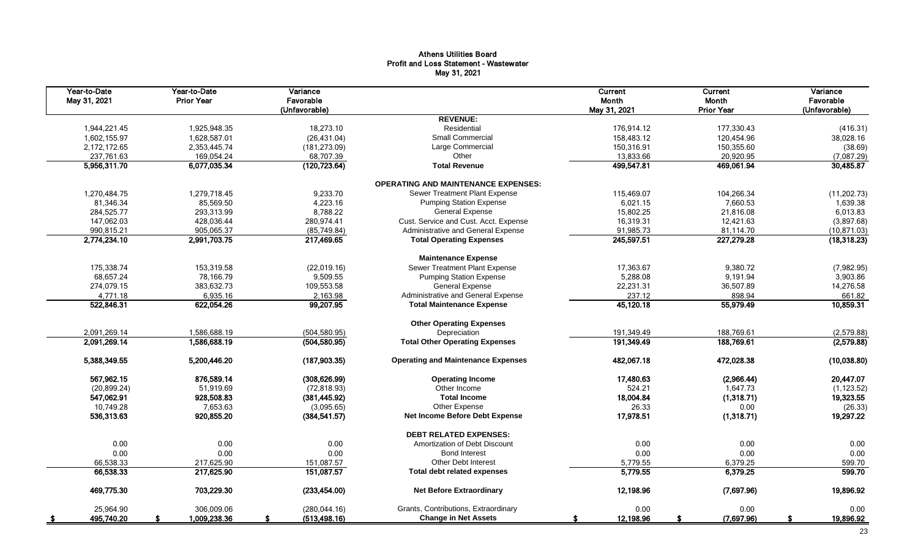# Athens Utilities Board
## Profit and Loss Statement - Wastewater
### May 31, 2021

| Year-to-Date May 31, 2021 | Year-to-Date Prior Year | Variance Favorable (Unfavorable) | | Current Month May 31, 2021 | Current Month Prior Year | Variance Favorable (Unfavorable) |
|---|---|---|---|---|---|---|
| | | | **REVENUE:** | | | |
| 1,944,221.45 | 1,925,948.35 | 18,273.10 | Residential | 176,914.12 | 177,330.43 | (416.31) |
| 1,602,155.97 | 1,628,587.01 | (26,431.04) | Small Commercial | 158,483.12 | 120,454.96 | 38,028.16 |
| 2,172,172.65 | 2,353,445.74 | (181,273.09) | Large Commercial | 150,316.91 | 150,355.60 | (38.69) |
| 237,761.63 | 169,054.24 | 68,707.39 | Other | 13,833.66 | 20,920.95 | (7,087.29) |
| **5,956,311.70** | **6,077,035.34** | **(120,723.64)** | **Total Revenue** | **499,547.81** | **469,061.94** | **30,485.87** |
| | | | **OPERATING AND MAINTENANCE EXPENSES:** | | | |
| 1,270,484.75 | 1,279,718.45 | 9,233.70 | Sewer Treatment Plant Expense | 115,469.07 | 104,266.34 | (11,202.73) |
| 81,346.34 | 85,569.50 | 4,223.16 | Pumping Station Expense | 6,021.15 | 7,660.53 | 1,639.38 |
| 284,525.77 | 293,313.99 | 8,788.22 | General Expense | 15,802.25 | 21,816.08 | 6,013.83 |
| 147,062.03 | 428,036.44 | 280,974.41 | Cust. Service and Cust. Acct. Expense | 16,319.31 | 12,421.63 | (3,897.68) |
| 990,815.21 | 905,065.37 | (85,749.84) | Administrative and General Expense | 91,985.73 | 81,114.70 | (10,871.03) |
| **2,774,234.10** | **2,991,703.75** | **217,469.65** | **Total Operating Expenses** | **245,597.51** | **227,279.28** | **(18,318.23)** |
| | | | **Maintenance Expense** | | | |
| 175,338.74 | 153,319.58 | (22,019.16) | Sewer Treatment Plant Expense | 17,363.67 | 9,380.72 | (7,982.95) |
| 68,657.24 | 78,166.79 | 9,509.55 | Pumping Station Expense | 5,288.08 | 9,191.94 | 3,903.86 |
| 274,079.15 | 383,632.73 | 109,553.58 | General Expense | 22,231.31 | 36,507.89 | 14,276.58 |
| 4,771.18 | 6,935.16 | 2,163.98 | Administrative and General Expense | 237.12 | 898.94 | 661.82 |
| **522,846.31** | **622,054.26** | **99,207.95** | **Total Maintenance Expense** | **45,120.18** | **55,979.49** | **10,859.31** |
| | | | **Other Operating Expenses** | | | |
| 2,091,269.14 | 1,586,688.19 | (504,580.95) | Depreciation | 191,349.49 | 188,769.61 | (2,579.88) |
| **2,091,269.14** | **1,586,688.19** | **(504,580.95)** | **Total Other Operating Expenses** | **191,349.49** | **188,769.61** | **(2,579.88)** |
| **5,388,349.55** | **5,200,446.20** | **(187,903.35)** | **Operating and Maintenance Expenses** | **482,067.18** | **472,028.38** | **(10,038.80)** |
| **567,962.15** | **876,589.14** | **(308,626.99)** | **Operating Income** | **17,480.63** | **(2,966.44)** | **20,447.07** |
| (20,899.24) | 51,919.69 | (72,818.93) | Other Income | 524.21 | 1,647.73 | (1,123.52) |
| **547,062.91** | **928,508.83** | **(381,445.92)** | **Total Income** | **18,004.84** | **(1,318.71)** | **19,323.55** |
| 10,749.28 | 7,653.63 | (3,095.65) | Other Expense | 26.33 | 0.00 | (26.33) |
| **536,313.63** | **920,855.20** | **(384,541.57)** | **Net Income Before Debt Expense** | **17,978.51** | **(1,318.71)** | **19,297.22** |
| | | | **DEBT RELATED EXPENSES:** | | | |
| 0.00 | 0.00 | 0.00 | Amortization of Debt Discount | 0.00 | 0.00 | 0.00 |
| 0.00 | 0.00 | 0.00 | Bond Interest | 0.00 | 0.00 | 0.00 |
| 66,538.33 | 217,625.90 | 151,087.57 | Other Debt Interest | 5,779.55 | 6,379.25 | 599.70 |
| **66,538.33** | **217,625.90** | **151,087.57** | **Total debt related expenses** | **5,779.55** | **6,379.25** | **599.70** |
| **469,775.30** | **703,229.30** | **(233,454.00)** | **Net Before Extraordinary** | **12,198.96** | **(7,697.96)** | **19,896.92** |
| 25,964.90 | 306,009.06 | (280,044.16) | Grants, Contributions, Extraordinary | 0.00 | 0.00 | 0.00 |
| **$ 495,740.20** | **$ 1,009,238.36** | **$ (513,498.16)** | **Change in Net Assets** | **$ 12,198.96** | **$ (7,697.96)** | **$ 19,896.92** |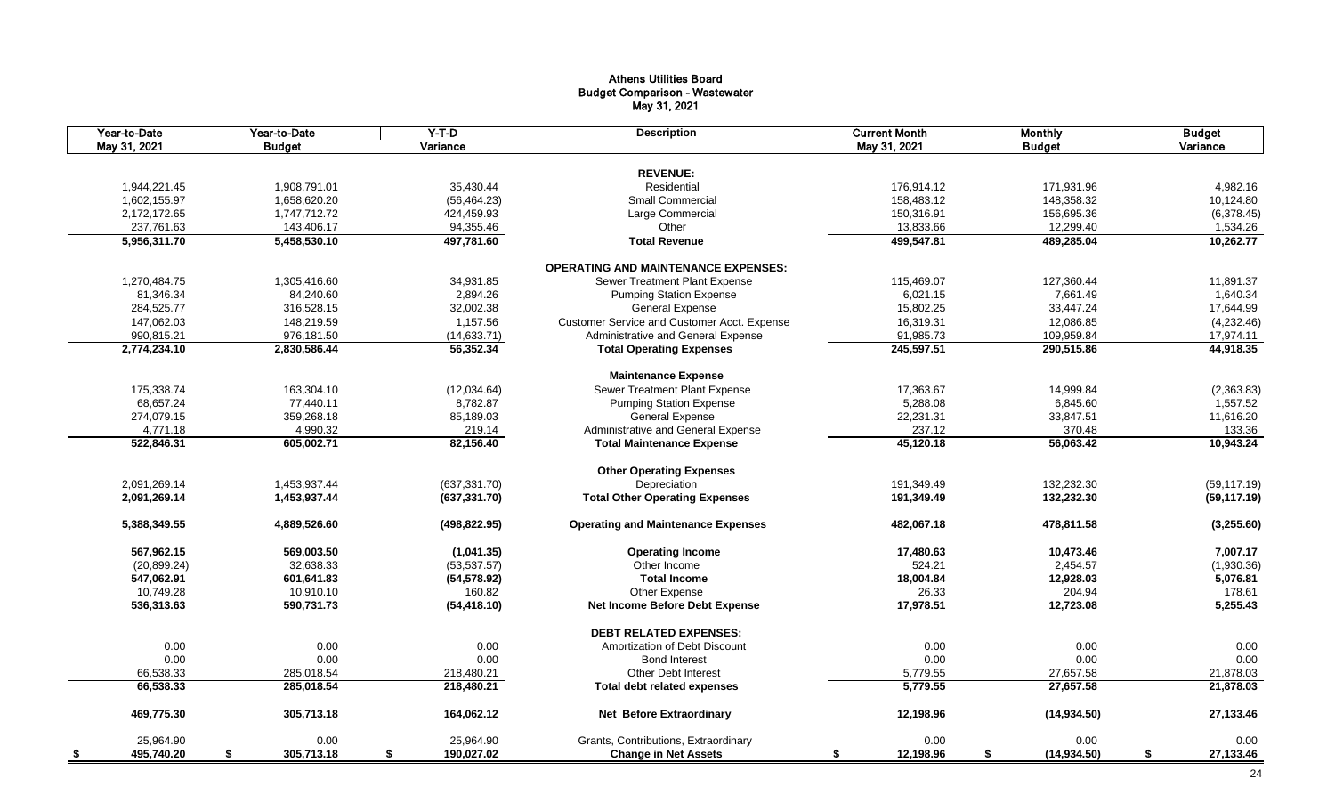# Athens Utilities Board
## Budget Comparison - Wastewater
### May 31, 2021

| Year-to-Date May 31, 2021 | Year-to-Date Budget | Y-T-D Variance | Description | Current Month May 31, 2021 | Monthly Budget | Budget Variance |
|---|---|---|---|---|---|---|
| | | | **REVENUE:** | | | |
| 1,944,221.45 | 1,908,791.01 | 35,430.44 | Residential | 176,914.12 | 171,931.96 | 4,982.16 |
| 1,602,155.97 | 1,658,620.20 | (56,464.23) | Small Commercial | 158,483.12 | 148,358.32 | 10,124.80 |
| 2,172,172.65 | 1,747,712.72 | 424,459.93 | Large Commercial | 150,316.91 | 156,695.36 | (6,378.45) |
| 237,761.63 | 143,406.17 | 94,355.46 | Other | 13,833.66 | 12,299.40 | 1,534.26 |
| **5,956,311.70** | **5,458,530.10** | **497,781.60** | **Total Revenue** | **499,547.81** | **489,285.04** | **10,262.77** |
| | | | **OPERATING AND MAINTENANCE EXPENSES:** | | | |
| 1,270,484.75 | 1,305,416.60 | 34,931.85 | Sewer Treatment Plant Expense | 115,469.07 | 127,360.44 | 11,891.37 |
| 81,346.34 | 84,240.60 | 2,894.26 | Pumping Station Expense | 6,021.15 | 7,661.49 | 1,640.34 |
| 284,525.77 | 316,528.15 | 32,002.38 | General Expense | 15,802.25 | 33,447.24 | 17,644.99 |
| 147,062.03 | 148,219.59 | 1,157.56 | Customer Service and Customer Acct. Expense | 16,319.31 | 12,086.85 | (4,232.46) |
| 990,815.21 | 976,181.50 | (14,633.71) | Administrative and General Expense | 91,985.73 | 109,959.84 | 17,974.11 |
| **2,774,234.10** | **2,830,586.44** | **56,352.34** | **Total Operating Expenses** | **245,597.51** | **290,515.86** | **44,918.35** |
| | | | **Maintenance Expense** | | | |
| 175,338.74 | 163,304.10 | (12,034.64) | Sewer Treatment Plant Expense | 17,363.67 | 14,999.84 | (2,363.83) |
| 68,657.24 | 77,440.11 | 8,782.87 | Pumping Station Expense | 5,288.08 | 6,845.60 | 1,557.52 |
| 274,079.15 | 359,268.18 | 85,189.03 | General Expense | 22,231.31 | 33,847.51 | 11,616.20 |
| 4,771.18 | 4,990.32 | 219.14 | Administrative and General Expense | 237.12 | 370.48 | 133.36 |
| **522,846.31** | **605,002.71** | **82,156.40** | **Total Maintenance Expense** | **45,120.18** | **56,063.42** | **10,943.24** |
| | | | **Other Operating Expenses** | | | |
| 2,091,269.14 | 1,453,937.44 | (637,331.70) | Depreciation | 191,349.49 | 132,232.30 | (59,117.19) |
| **2,091,269.14** | **1,453,937.44** | **(637,331.70)** | **Total Other Operating Expenses** | **191,349.49** | **132,232.30** | **(59,117.19)** |
| **5,388,349.55** | **4,889,526.60** | **(498,822.95)** | **Operating and Maintenance Expenses** | **482,067.18** | **478,811.58** | **(3,255.60)** |
| **567,962.15** | **569,003.50** | **(1,041.35)** | **Operating Income** | **17,480.63** | **10,473.46** | **7,007.17** |
| (20,899.24) | 32,638.33 | (53,537.57) | Other Income | 524.21 | 2,454.57 | (1,930.36) |
| **547,062.91** | **601,641.83** | **(54,578.92)** | **Total Income** | **18,004.84** | **12,928.03** | **5,076.81** |
| 10,749.28 | 10,910.10 | 160.82 | Other Expense | 26.33 | 204.94 | 178.61 |
| **536,313.63** | **590,731.73** | **(54,418.10)** | **Net Income Before Debt Expense** | **17,978.51** | **12,723.08** | **5,255.43** |
| | | | **DEBT RELATED EXPENSES:** | | | |
| 0.00 | 0.00 | 0.00 | Amortization of Debt Discount | 0.00 | 0.00 | 0.00 |
| 0.00 | 0.00 | 0.00 | Bond Interest | 0.00 | 0.00 | 0.00 |
| 66,538.33 | 285,018.54 | 218,480.21 | Other Debt Interest | 5,779.55 | 27,657.58 | 21,878.03 |
| **66,538.33** | **285,018.54** | **218,480.21** | **Total debt related expenses** | **5,779.55** | **27,657.58** | **21,878.03** |
| **469,775.30** | **305,713.18** | **164,062.12** | **Net Before Extraordinary** | **12,198.96** | **(14,934.50)** | **27,133.46** |
| 25,964.90 | 0.00 | 25,964.90 | Grants, Contributions, Extraordinary | 0.00 | 0.00 | 0.00 |
| **$ 495,740.20** | **$ 305,713.18** | **$ 190,027.02** | **Change in Net Assets** | **$ 12,198.96** | **$ (14,934.50)** | **$ 27,133.46** |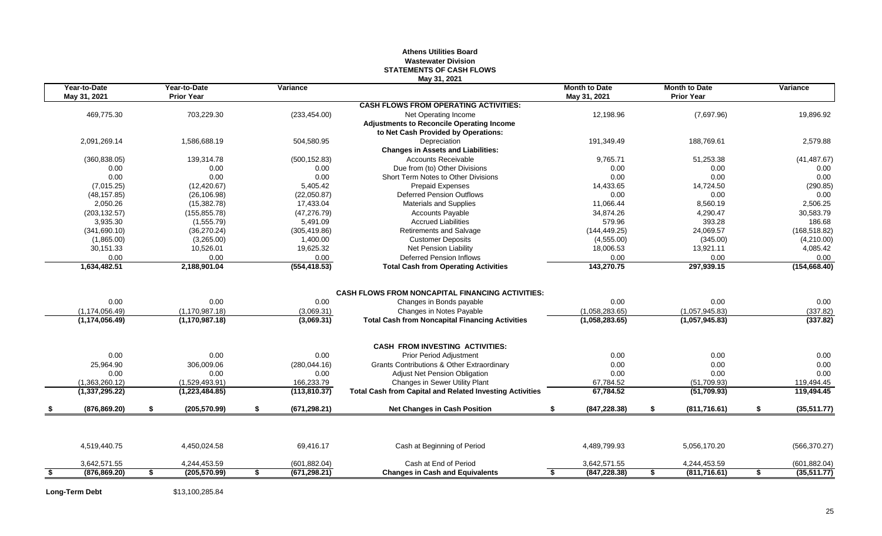# Athens Utilities Board
## Wastewater Division
## STATEMENTS OF CASH FLOWS
May 31, 2021

| Year-to-Date May 31, 2021 | Year-to-Date Prior Year | Variance | | Month to Date May 31, 2021 | Month to Date Prior Year | Variance |
|---|---|---|---|---|---|---|
| | | | **CASH FLOWS FROM OPERATING ACTIVITIES:** | | | |
| 469,775.30 | 703,229.30 | (233,454.00) | Net Operating Income | 12,198.96 | (7,697.96) | 19,896.92 |
| | | | **Adjustments to Reconcile Operating Income** | | | |
| | | | **to Net Cash Provided by Operations:** | | | |
| 2,091,269.14 | 1,586,688.19 | 504,580.95 | Depreciation | 191,349.49 | 188,769.61 | 2,579.88 |
| | | | **Changes in Assets and Liabilities:** | | | |
| (360,838.05) | 139,314.78 | (500,152.83) | Accounts Receivable | 9,765.71 | 51,253.38 | (41,487.67) |
| 0.00 | 0.00 | 0.00 | Due from (to) Other Divisions | 0.00 | 0.00 | 0.00 |
| 0.00 | 0.00 | 0.00 | Short Term Notes to Other Divisions | 0.00 | 0.00 | 0.00 |
| (7,015.25) | (12,420.67) | 5,405.42 | Prepaid Expenses | 14,433.65 | 14,724.50 | (290.85) |
| (48,157.85) | (26,106.98) | (22,050.87) | Deferred Pension Outflows | 0.00 | 0.00 | 0.00 |
| 2,050.26 | (15,382.78) | 17,433.04 | Materials and Supplies | 11,066.44 | 8,560.19 | 2,506.25 |
| (203,132.57) | (155,855.78) | (47,276.79) | Accounts Payable | 34,874.26 | 4,290.47 | 30,583.79 |
| 3,935.30 | (1,555.79) | 5,491.09 | Accrued Liabilities | 579.96 | 393.28 | 186.68 |
| (341,690.10) | (36,270.24) | (305,419.86) | Retirements and Salvage | (144,449.25) | 24,069.57 | (168,518.82) |
| (1,865.00) | (3,265.00) | 1,400.00 | Customer Deposits | (4,555.00) | (345.00) | (4,210.00) |
| 30,151.33 | 10,526.01 | 19,625.32 | Net Pension Liability | 18,006.53 | 13,921.11 | 4,085.42 |
| 0.00 | 0.00 | 0.00 | Deferred Pension Inflows | 0.00 | 0.00 | 0.00 |
| **1,634,482.51** | **2,188,901.04** | **(554,418.53)** | **Total Cash from Operating Activities** | **143,270.75** | **297,939.15** | **(154,668.40)** |
| | | | **CASH FLOWS FROM NONCAPITAL FINANCING ACTIVITIES:** | | | |
| 0.00 | 0.00 | 0.00 | Changes in Bonds payable | 0.00 | 0.00 | 0.00 |
| (1,174,056.49) | (1,170,987.18) | (3,069.31) | Changes in Notes Payable | (1,058,283.65) | (1,057,945.83) | (337.82) |
| **(1,174,056.49)** | **(1,170,987.18)** | **(3,069.31)** | **Total Cash from Noncapital Financing Activities** | **(1,058,283.65)** | **(1,057,945.83)** | **(337.82)** |
| | | | **CASH FROM INVESTING ACTIVITIES:** | | | |
| 0.00 | 0.00 | 0.00 | Prior Period Adjustment | 0.00 | 0.00 | 0.00 |
| 25,964.90 | 306,009.06 | (280,044.16) | Grants Contributions & Other Extraordinary | 0.00 | 0.00 | 0.00 |
| 0.00 | 0.00 | 0.00 | Adjust Net Pension Obligation | 0.00 | 0.00 | 0.00 |
| (1,363,260.12) | (1,529,493.91) | 166,233.79 | Changes in Sewer Utility Plant | 67,784.52 | (51,709.93) | 119,494.45 |
| **(1,337,295.22)** | **(1,223,484.85)** | **(113,810.37)** | **Total Cash from Capital and Related Investing Activities** | **67,784.52** | **(51,709.93)** | **119,494.45** |
| **$ (876,869.20)** | **$ (205,570.99)** | **$ (671,298.21)** | **Net Changes in Cash Position** | **$ (847,228.38)** | **$ (811,716.61)** | **$ (35,511.77)** |
| 4,519,440.75 | 4,450,024.58 | 69,416.17 | Cash at Beginning of Period | 4,489,799.93 | 5,056,170.20 | (566,370.27) |
| 3,642,571.55 | 4,244,453.59 | (601,882.04) | Cash at End of Period | 3,642,571.55 | 4,244,453.59 | (601,882.04) |
| **$ (876,869.20)** | **$ (205,570.99)** | **$ (671,298.21)** | **Changes in Cash and Equivalents** | **$ (847,228.38)** | **$ (811,716.61)** | **$ (35,511.77)** |

**Long-Term Debt** $13,100,285.84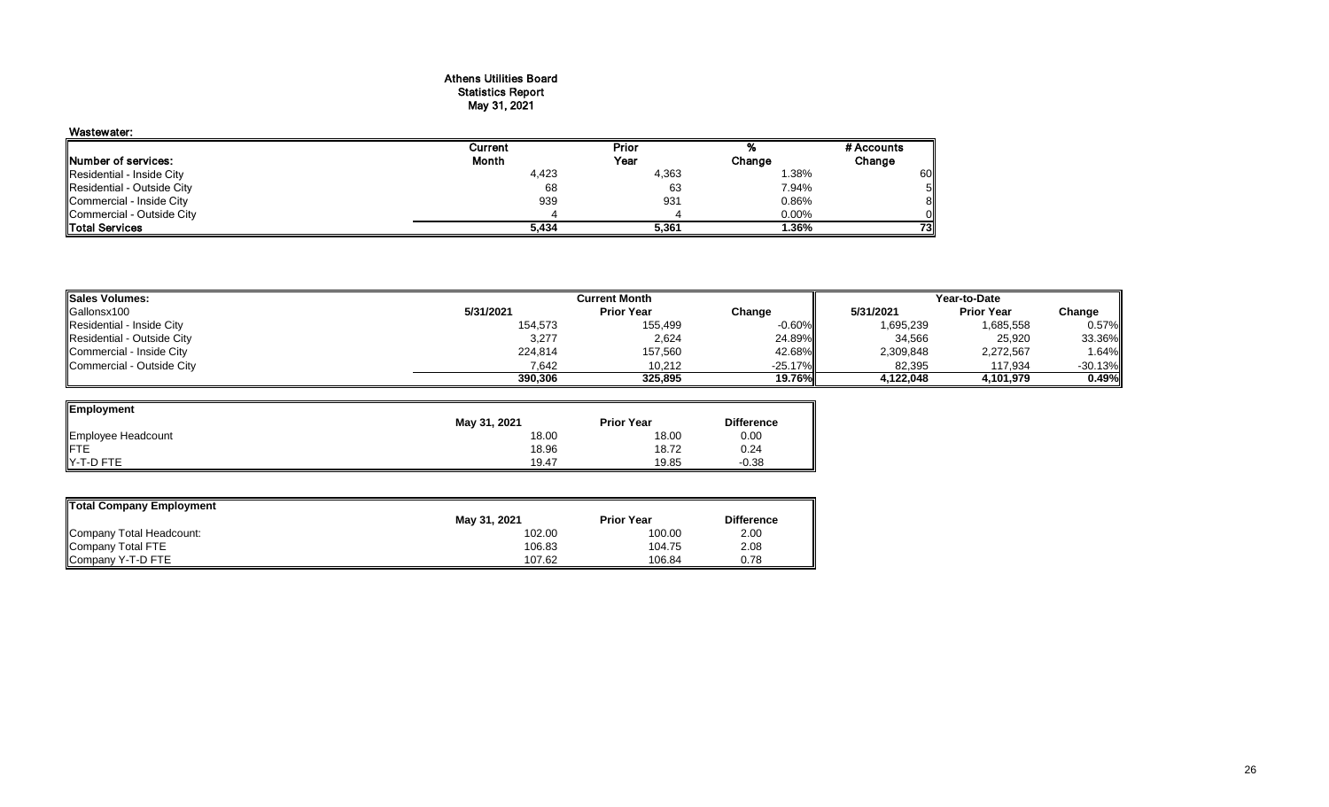# Athens Utilities Board
## Statistics Report
## May 31, 2021

### Wastewater:

| Number of services: | Current Month | Prior Year | % Change | # Accounts Change |
|---|---|---|---|---|
| Residential - Inside City | 4,423 | 4,363 | 1.38% | 60 |
| Residential - Outside City | 68 | 63 | 7.94% | 5 |
| Commercial - Inside City | 939 | 931 | 0.86% | 8 |
| Commercial - Outside City | 4 | 4 | 0.00% | 0 |
| **Total Services** | **5,434** | **5,361** | **1.36%** | **73** |

| Sales Volumes: | Current Month | | | Year-to-Date | | |
|---|---|---|---|---|---|---|
| Gallonsx100 | 5/31/2021 | Prior Year | Change | 5/31/2021 | Prior Year | Change |
| Residential - Inside City | 154,573 | 155,499 | -0.60% | 1,695,239 | 1,685,558 | 0.57% |
| Residential - Outside City | 3,277 | 2,624 | 24.89% | 34,566 | 25,920 | 33.36% |
| Commercial - Inside City | 224,814 | 157,560 | 42.68% | 2,309,848 | 2,272,567 | 1.64% |
| Commercial - Outside City | 7,642 | 10,212 | -25.17% | 82,395 | 117,934 | -30.13% |
| | **390,306** | **325,895** | **19.76%** | **4,122,048** | **4,101,979** | **0.49%** |

| Employment | May 31, 2021 | Prior Year | Difference |
|---|---|---|---|
| Employee Headcount | 18.00 | 18.00 | 0.00 |
| FTE | 18.96 | 18.72 | 0.24 |
| Y-T-D FTE | 19.47 | 19.85 | -0.38 |

| Total Company Employment | May 31, 2021 | Prior Year | Difference |
|---|---|---|---|
| Company Total Headcount: | 102.00 | 100.00 | 2.00 |
| Company Total FTE | 106.83 | 104.75 | 2.08 |
| Company Y-T-D FTE | 107.62 | 106.84 | 0.78 |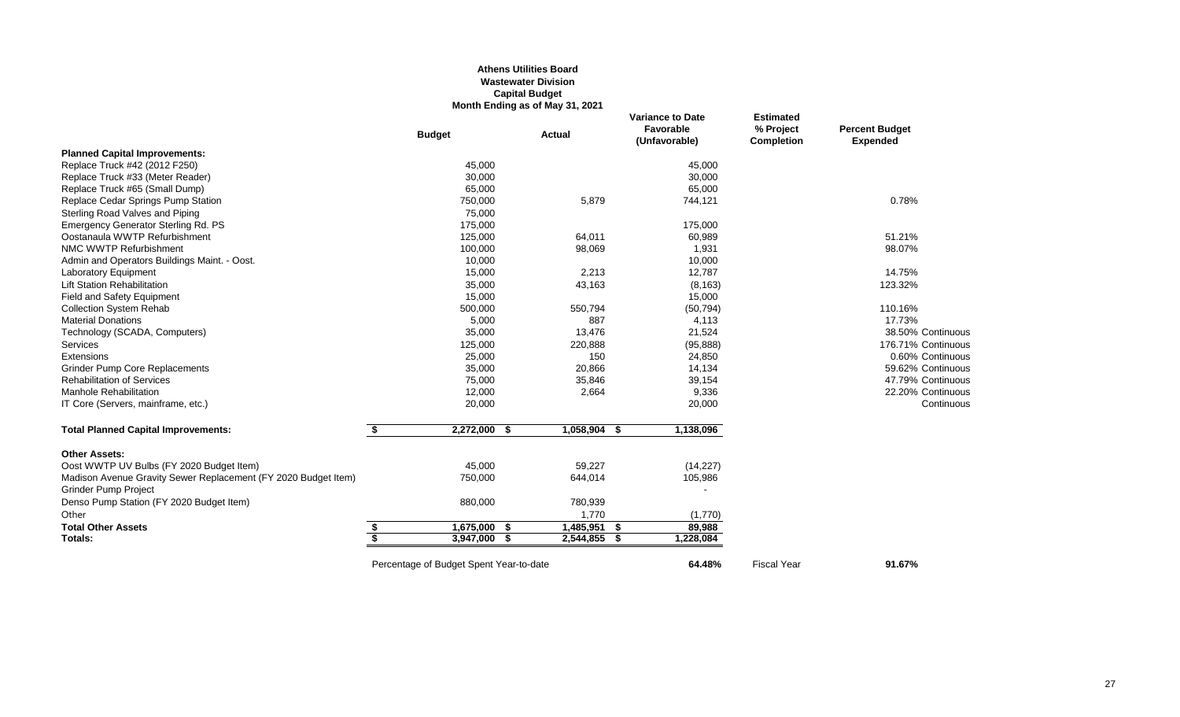**Athens Utilities Board**
**Wastewater Division**
**Capital Budget**
**Month Ending as of May 31, 2021**

| | Budget | Actual | Variance to Date Favorable (Unfavorable) | Estimated % Project Completion | Percent Budget Expended |
|---|---|---|---|---|---|
| **Planned Capital Improvements:** | | | | | |
| Replace Truck #42 (2012 F250) | 45,000 | | 45,000 | | |
| Replace Truck #33 (Meter Reader) | 30,000 | | 30,000 | | |
| Replace Truck #65 (Small Dump) | 65,000 | | 65,000 | | |
| Replace Cedar Springs Pump Station | 750,000 | 5,879 | 744,121 | | 0.78% |
| Sterling Road Valves and Piping | 75,000 | | | | |
| Emergency Generator Sterling Rd. PS | 175,000 | | 175,000 | | |
| Oostanaula WWTP Refurbishment | 125,000 | 64,011 | 60,989 | | 51.21% |
| NMC WWTP Refurbishment | 100,000 | 98,069 | 1,931 | | 98.07% |
| Admin and Operators Buildings Maint. - Oost. | 10,000 | | 10,000 | | |
| Laboratory Equipment | 15,000 | 2,213 | 12,787 | | 14.75% |
| Lift Station Rehabilitation | 35,000 | 43,163 | (8,163) | | 123.32% |
| Field and Safety Equipment | 15,000 | | 15,000 | | |
| Collection System Rehab | 500,000 | 550,794 | (50,794) | | 110.16% |
| Material Donations | 5,000 | 887 | 4,113 | | 17.73% |
| Technology (SCADA, Computers) | 35,000 | 13,476 | 21,524 | | 38.50% Continuous |
| Services | 125,000 | 220,888 | (95,888) | | 176.71% Continuous |
| Extensions | 25,000 | 150 | 24,850 | | 0.60% Continuous |
| Grinder Pump Core Replacements | 35,000 | 20,866 | 14,134 | | 59.62% Continuous |
| Rehabilitation of Services | 75,000 | 35,846 | 39,154 | | 47.79% Continuous |
| Manhole Rehabilitation | 12,000 | 2,664 | 9,336 | | 22.20% Continuous |
| IT Core (Servers, mainframe, etc.) | 20,000 | | 20,000 | | Continuous |
| **Total Planned Capital Improvements:** | **$ 2,272,000** | **$ 1,058,904** | **$ 1,138,096** | | |
| **Other Assets:** | | | | | |
| Oost WWTP UV Bulbs (FY 2020 Budget Item) | 45,000 | 59,227 | (14,227) | | |
| Madison Avenue Gravity Sewer Replacement (FY 2020 Budget Item) | 750,000 | 644,014 | 105,986 | | |
| Grinder Pump Project | | | - | | |
| Denso Pump Station (FY 2020 Budget Item) | 880,000 | 780,939 | | | |
| Other | | 1,770 | (1,770) | | |
| **Total Other Assets** | **$ 1,675,000** | **$ 1,485,951** | **$ 89,988** | | |
| **Totals:** | **$ 3,947,000** | **$ 2,544,855** | **$ 1,228,084** | | |
| | Percentage of Budget Spent Year-to-date | | **64.48%** | Fiscal Year | **91.67%** |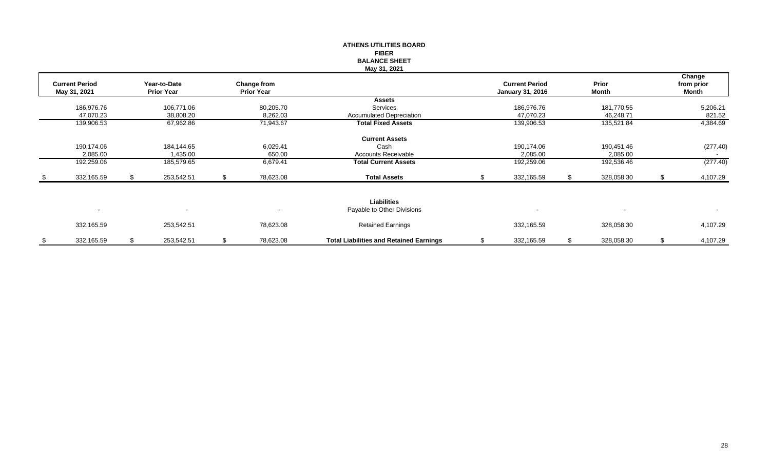**ATHENS UTILITIES BOARD**
**FIBER**
**BALANCE SHEET**
**May 31, 2021**

| Current Period May 31, 2021 | Year-to-Date Prior Year | Change from Prior Year | | Current Period January 31, 2016 | Prior Month | Change from prior Month |
|---|---|---|---|---|---|---|
| | | | **Assets** | | | |
| 186,976.76 | 106,771.06 | 80,205.70 | Services | 186,976.76 | 181,770.55 | 5,206.21 |
| 47,070.23 | 38,808.20 | 8,262.03 | Accumulated Depreciation | 47,070.23 | 46,248.71 | 821.52 |
| 139,906.53 | 67,962.86 | 71,943.67 | **Total Fixed Assets** | 139,906.53 | 135,521.84 | 4,384.69 |
| | | | **Current Assets** | | | |
| 190,174.06 | 184,144.65 | 6,029.41 | Cash | 190,174.06 | 190,451.46 | (277.40) |
| 2,085.00 | 1,435.00 | 650.00 | Accounts Receivable | 2,085.00 | 2,085.00 | - |
| 192,259.06 | 185,579.65 | 6,679.41 | **Total Current Assets** | 192,259.06 | 192,536.46 | (277.40) |
| $ 332,165.59 | $ 253,542.51 | $ 78,623.08 | **Total Assets** | $ 332,165.59 | $ 328,058.30 | $ 4,107.29 |
| | | | **Liabilities** | | | |
| - | - | - | Payable to Other Divisions | - | - | - |
| 332,165.59 | 253,542.51 | 78,623.08 | Retained Earnings | 332,165.59 | 328,058.30 | 4,107.29 |
| $ 332,165.59 | $ 253,542.51 | $ 78,623.08 | **Total Liabilities and Retained Earnings** | $ 332,165.59 | $ 328,058.30 | $ 4,107.29 |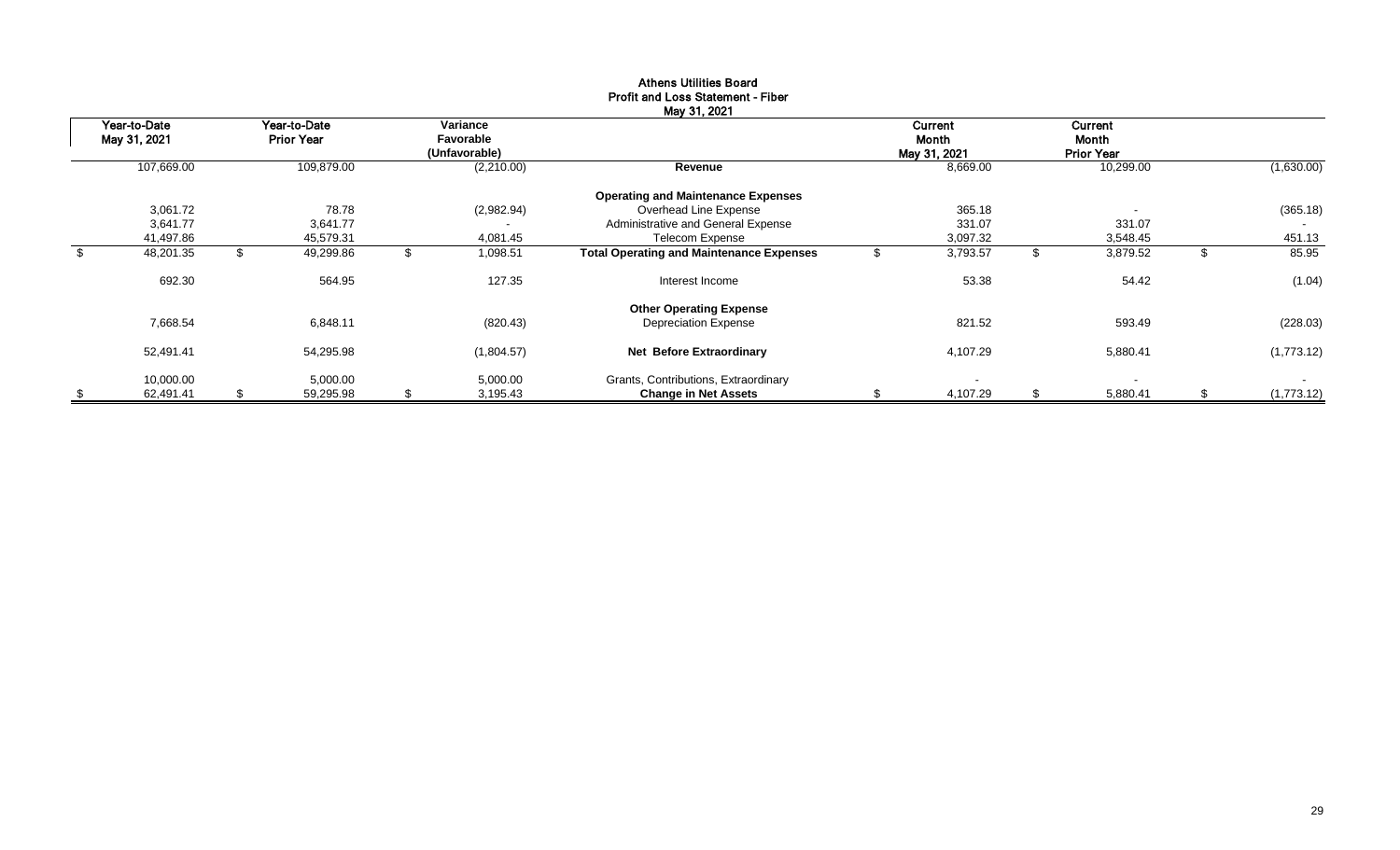# Athens Utilities Board
## Profit and Loss Statement - Fiber
### May 31, 2021

| Year-to-Date May 31, 2021 | Year-to-Date Prior Year | Variance Favorable (Unfavorable) | | Current Month May 31, 2021 | Current Month Prior Year | |
|---|---|---|---|---|---|---|
| 107,669.00 | 109,879.00 | (2,210.00) | **Revenue** | 8,669.00 | 10,299.00 | (1,630.00) |
| | | | **Operating and Maintenance Expenses** | | | |
| 3,061.72 | 78.78 | (2,982.94) | Overhead Line Expense | 365.18 | - | (365.18) |
| 3,641.77 | 3,641.77 | - | Administrative and General Expense | 331.07 | 331.07 | - |
| 41,497.86 | 45,579.31 | 4,081.45 | Telecom Expense | 3,097.32 | 3,548.45 | 451.13 |
| $ 48,201.35 | $ 49,299.86 | $ 1,098.51 | **Total Operating and Maintenance Expenses** | $ 3,793.57 | $ 3,879.52 | $ 85.95 |
| 692.30 | 564.95 | 127.35 | Interest Income | 53.38 | 54.42 | (1.04) |
| | | | **Other Operating Expense** | | | |
| 7,668.54 | 6,848.11 | (820.43) | Depreciation Expense | 821.52 | 593.49 | (228.03) |
| 52,491.41 | 54,295.98 | (1,804.57) | **Net Before Extraordinary** | 4,107.29 | 5,880.41 | (1,773.12) |
| 10,000.00 | 5,000.00 | 5,000.00 | Grants, Contributions, Extraordinary | - | - | - |
| $ 62,491.41 | $ 59,295.98 | $ 3,195.43 | **Change in Net Assets** | $ 4,107.29 | $ 5,880.41 | $ (1,773.12) |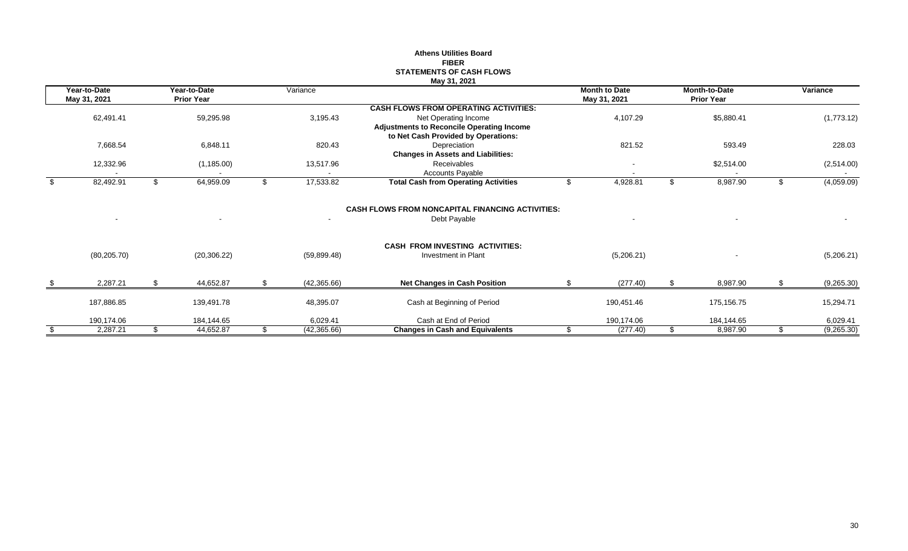**Athens Utilities Board**
**FIBER**
**STATEMENTS OF CASH FLOWS**
**May 31, 2021**

| Year-to-Date May 31, 2021 | Year-to-Date Prior Year | Variance | | Month to Date May 31, 2021 | Month-to-Date Prior Year | Variance |
|---|---|---|---|---|---|---|
| | | | **CASH FLOWS FROM OPERATING ACTIVITIES:** | | | |
| 62,491.41 | 59,295.98 | 3,195.43 | Net Operating Income | 4,107.29 | $5,880.41 | (1,773.12) |
| | | | **Adjustments to Reconcile Operating Income** | | | |
| | | | **to Net Cash Provided by Operations:** | | | |
| 7,668.54 | 6,848.11 | 820.43 | Depreciation | 821.52 | 593.49 | 228.03 |
| | | | **Changes in Assets and Liabilities:** | | | |
| 12,332.96 | (1,185.00) | 13,517.96 | Receivables | - | $2,514.00 | (2,514.00) |
| - | - | - | Accounts Payable | - | - | - |
| $ 82,492.91 | $ 64,959.09 | $ 17,533.82 | **Total Cash from Operating Activities** | $ 4,928.81 | $ 8,987.90 | $ (4,059.09) |
| | | | | | | |
| | | | **CASH FLOWS FROM NONCAPITAL FINANCING ACTIVITIES:** | | | |
| - | - | - | Debt Payable | - | - | - |
| | | | | | | |
| | | | **CASH FROM INVESTING ACTIVITIES:** | | | |
| (80,205.70) | (20,306.22) | (59,899.48) | Investment in Plant | (5,206.21) | - | (5,206.21) |
| | | | | | | |
| $ 2,287.21 | $ 44,652.87 | $ (42,365.66) | **Net Changes in Cash Position** | $ (277.40) | $ 8,987.90 | $ (9,265.30) |
| | | | | | | |
| 187,886.85 | 139,491.78 | 48,395.07 | Cash at Beginning of Period | 190,451.46 | 175,156.75 | 15,294.71 |
| | | | | | | |
| 190,174.06 | 184,144.65 | 6,029.41 | Cash at End of Period | 190,174.06 | 184,144.65 | 6,029.41 |
| $ 2,287.21 | $ 44,652.87 | $ (42,365.66) | **Changes in Cash and Equivalents** | $ (277.40) | $ 8,987.90 | $ (9,265.30) |